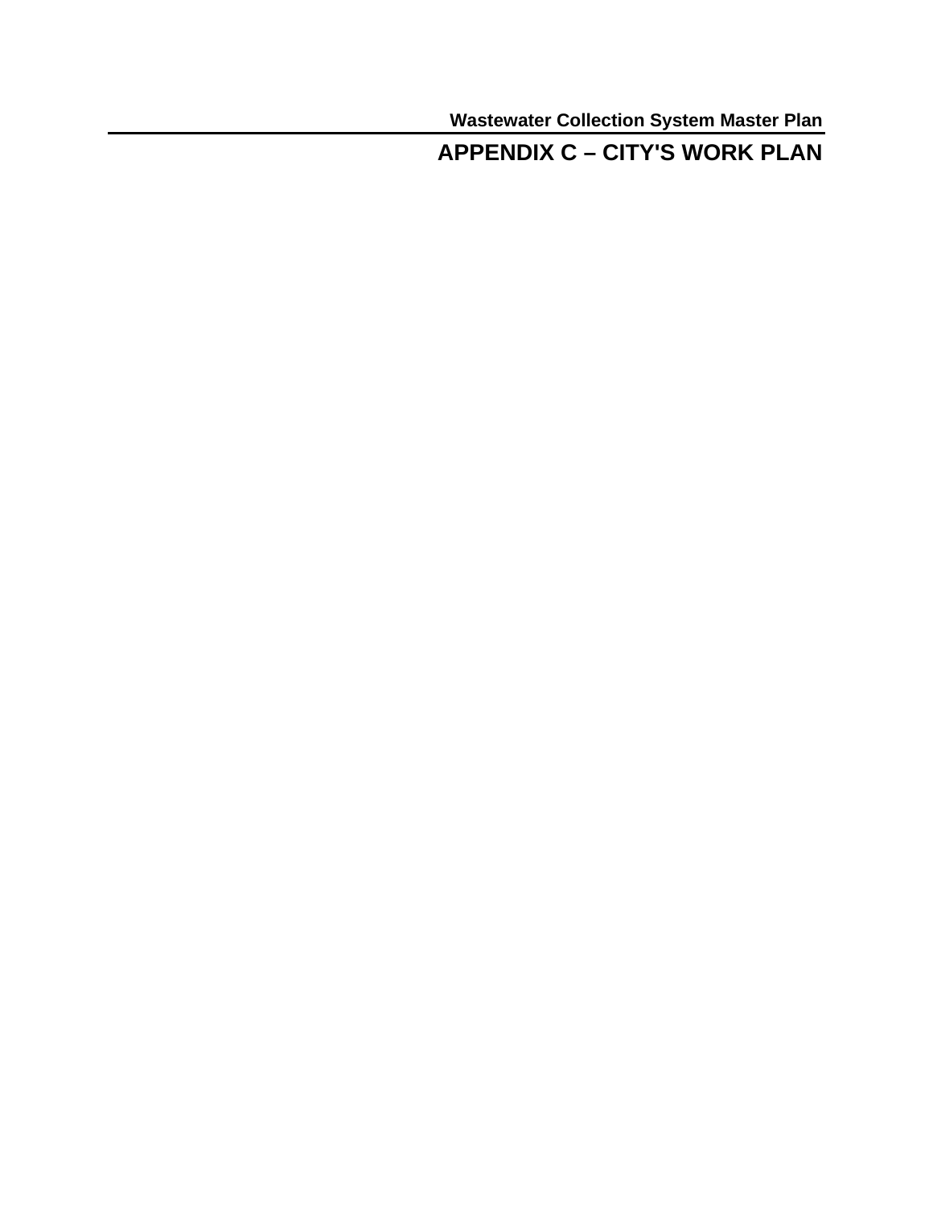# APPENDIX C – CITY'S WORK PLAN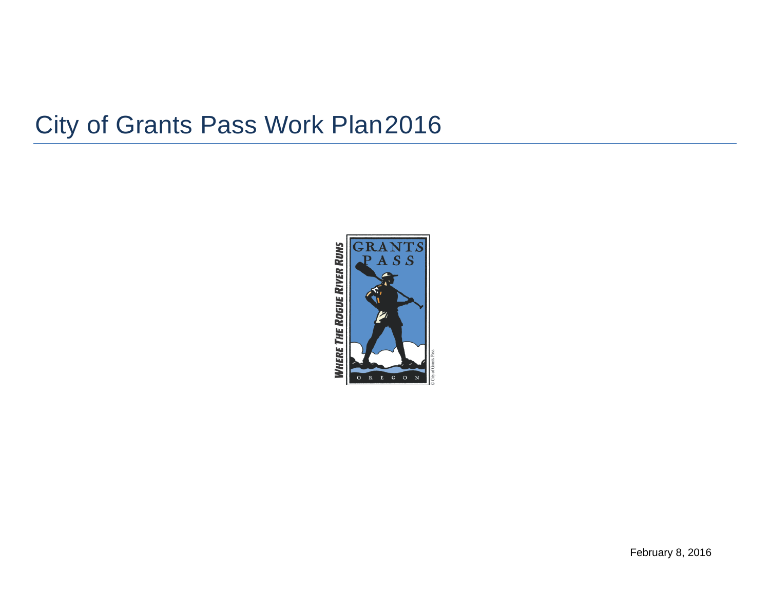# City of Grants Pass Work Plan 2016

February 8, 2016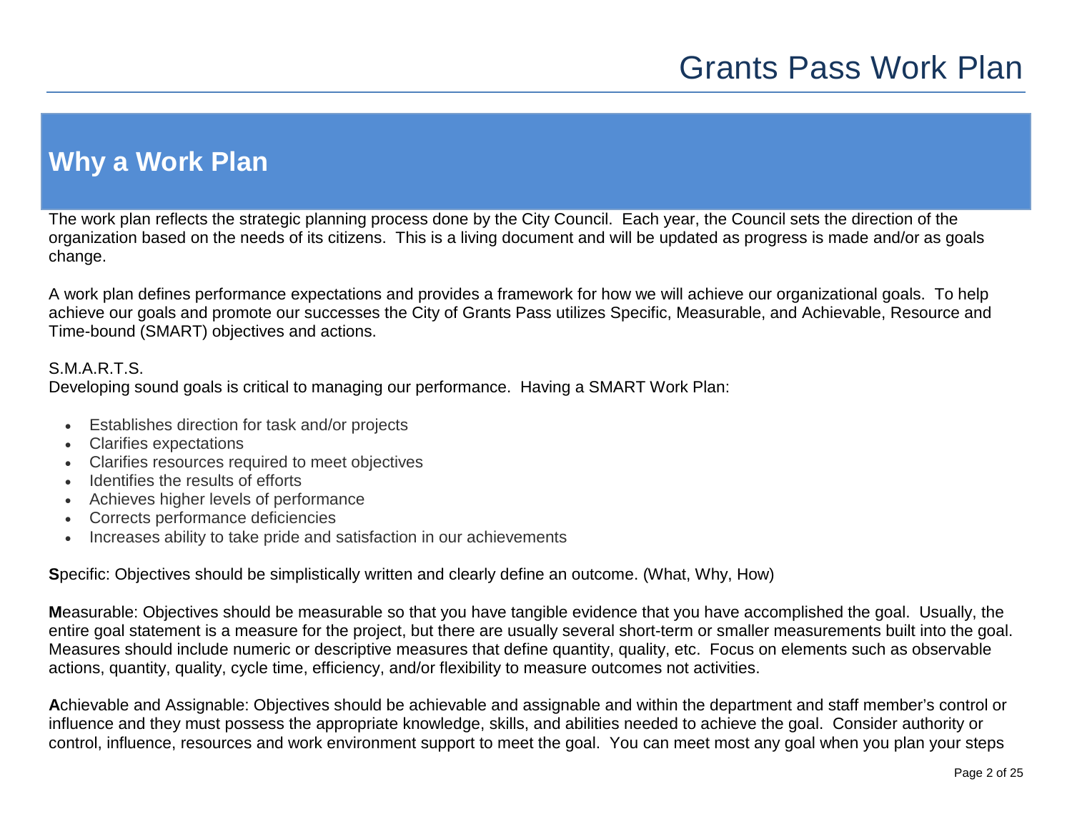## Why a Work Plan

The work plan reflects the strategic planning process done by the City Council. Each year, the Council sets the direction of the organization based on the needs of its citizens. This is a living document and will be updated as progress is made and/or as goals change.

A work plan defines performance expectations and provides a framework for how we will achieve our organizational goals. To help achieve our goals and promote our successes the City of Grants Pass utilizes Specific, Measurable, and Achievable, Resource and Time-bound (SMART) objectives and actions.

S.M.A.R.T.S.
Developing sound goals is critical to managing our performance. Having a SMART Work Plan:

- Establishes direction for task and/or projects
- Clarifies expectations
- Clarifies resources required to meet objectives
- Identifies the results of efforts
- Achieves higher levels of performance
- Corrects performance deficiencies
- Increases ability to take pride and satisfaction in our achievements

**S**pecific: Objectives should be simplistically written and clearly define an outcome. (What, Why, How)

**M**easurable: Objectives should be measurable so that you have tangible evidence that you have accomplished the goal. Usually, the entire goal statement is a measure for the project, but there are usually several short-term or smaller measurements built into the goal. Measures should include numeric or descriptive measures that define quantity, quality, etc. Focus on elements such as observable actions, quantity, quality, cycle time, efficiency, and/or flexibility to measure outcomes not activities.

**A**chievable and Assignable: Objectives should be achievable and assignable and within the department and staff member's control or influence and they must possess the appropriate knowledge, skills, and abilities needed to achieve the goal. Consider authority or control, influence, resources and work environment support to meet the goal. You can meet most any goal when you plan your steps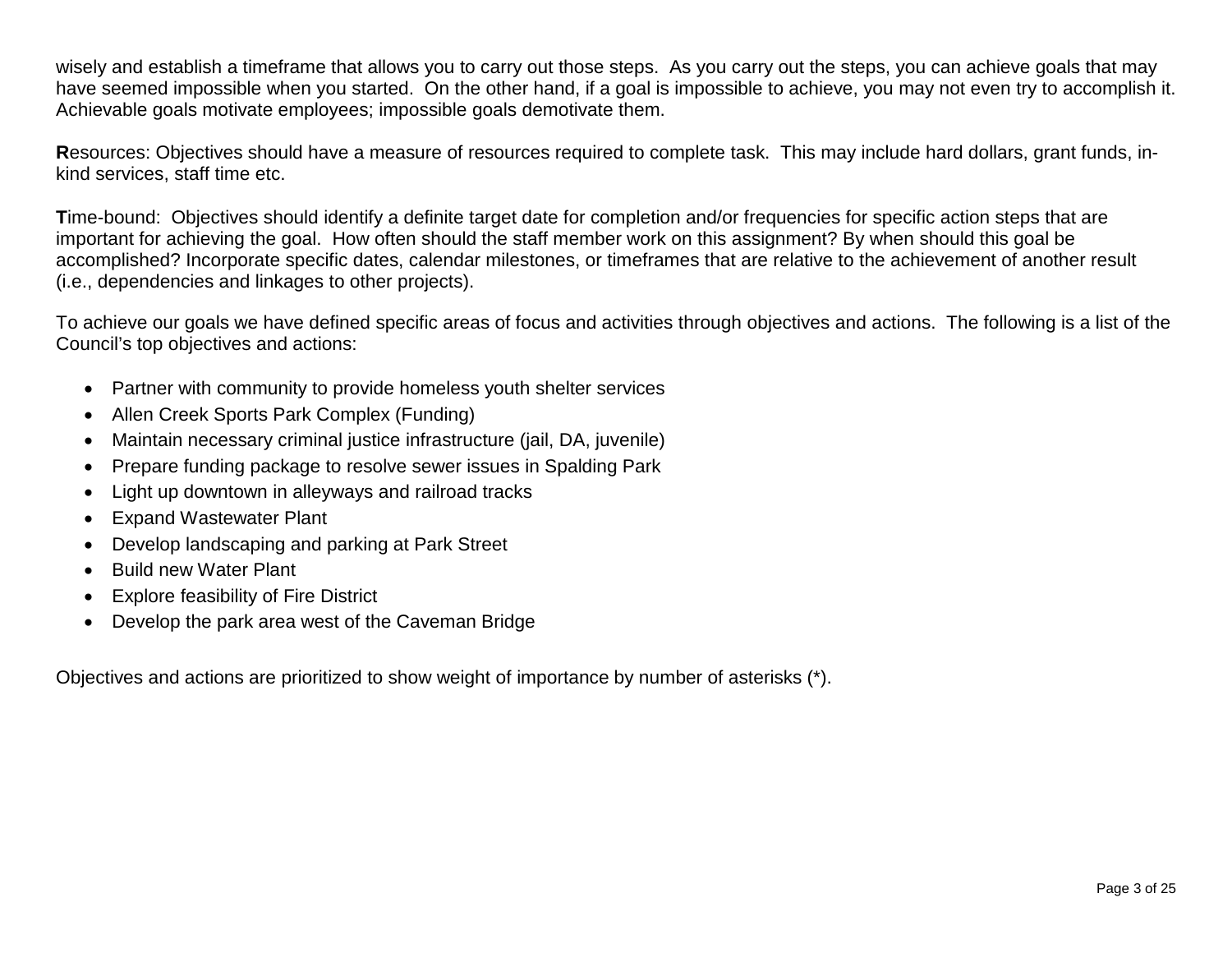wisely and establish a timeframe that allows you to carry out those steps. As you carry out the steps, you can achieve goals that may have seemed impossible when you started. On the other hand, if a goal is impossible to achieve, you may not even try to accomplish it. Achievable goals motivate employees; impossible goals demotivate them.

**R**esources: Objectives should have a measure of resources required to complete task. This may include hard dollars, grant funds, in-kind services, staff time etc.

**T**ime-bound: Objectives should identify a definite target date for completion and/or frequencies for specific action steps that are important for achieving the goal. How often should the staff member work on this assignment? By when should this goal be accomplished? Incorporate specific dates, calendar milestones, or timeframes that are relative to the achievement of another result (i.e., dependencies and linkages to other projects).

To achieve our goals we have defined specific areas of focus and activities through objectives and actions. The following is a list of the Council's top objectives and actions:

- Partner with community to provide homeless youth shelter services
- Allen Creek Sports Park Complex (Funding)
- Maintain necessary criminal justice infrastructure (jail, DA, juvenile)
- Prepare funding package to resolve sewer issues in Spalding Park
- Light up downtown in alleyways and railroad tracks
- Expand Wastewater Plant
- Develop landscaping and parking at Park Street
- Build new Water Plant
- Explore feasibility of Fire District
- Develop the park area west of the Caveman Bridge

Objectives and actions are prioritized to show weight of importance by number of asterisks (*).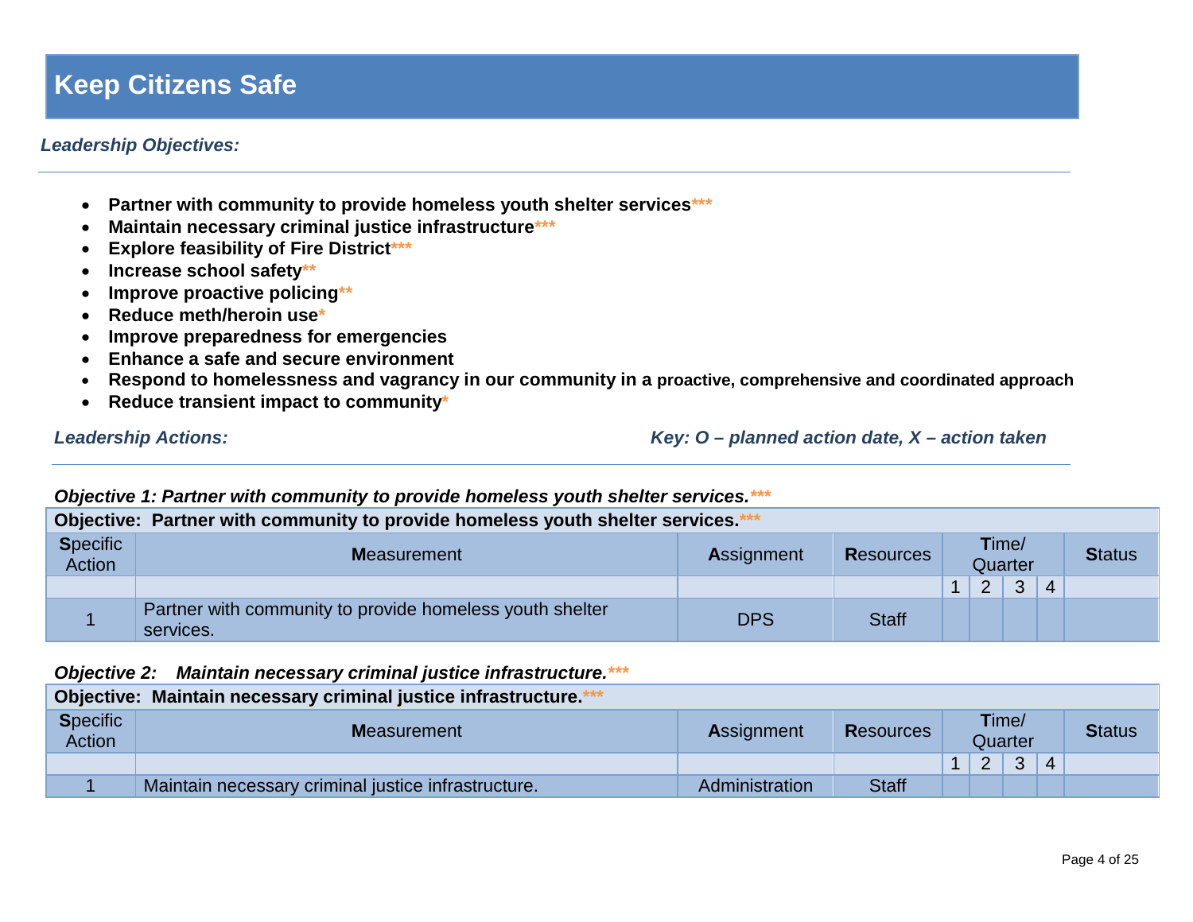# Keep Citizens Safe

***Leadership Objectives:***

- **Partner with community to provide homeless youth shelter services*****
- **Maintain necessary criminal justice infrastructure*****
- **Explore feasibility of Fire District*****
- **Increase school safety****
- **Improve proactive policing****
- **Reduce meth/heroin use***
- **Improve preparedness for emergencies**
- **Enhance a safe and secure environment**
- **Respond to homelessness and vagrancy in our community in a proactive, comprehensive and coordinated approach**
- **Reduce transient impact to community***

***Leadership Actions:*** ***Key: O – planned action date, X – action taken***

***Objective 1: Partner with community to provide homeless youth shelter services.*****

| **Objective: Partner with community to provide homeless youth shelter services.***** | | | | | | | | |
|---|---|---|---|---|---|---|---|---|
| **S**pecific Action | **M**easurement | **A**ssignment | **R**esources | **T**ime/ Quarter | | | | **S**tatus |
| | | | | 1 | 2 | 3 | 4 | |
| 1 | Partner with community to provide homeless youth shelter services. | DPS | Staff | | | | | |

***Objective 2: Maintain necessary criminal justice infrastructure.*****

| **Objective: Maintain necessary criminal justice infrastructure.***** | | | | | | | | |
|---|---|---|---|---|---|---|---|---|
| **S**pecific Action | **M**easurement | **A**ssignment | **R**esources | **T**ime/ Quarter | | | | **S**tatus |
| | | | | 1 | 2 | 3 | 4 | |
| 1 | Maintain necessary criminal justice infrastructure. | Administration | Staff | | | | | |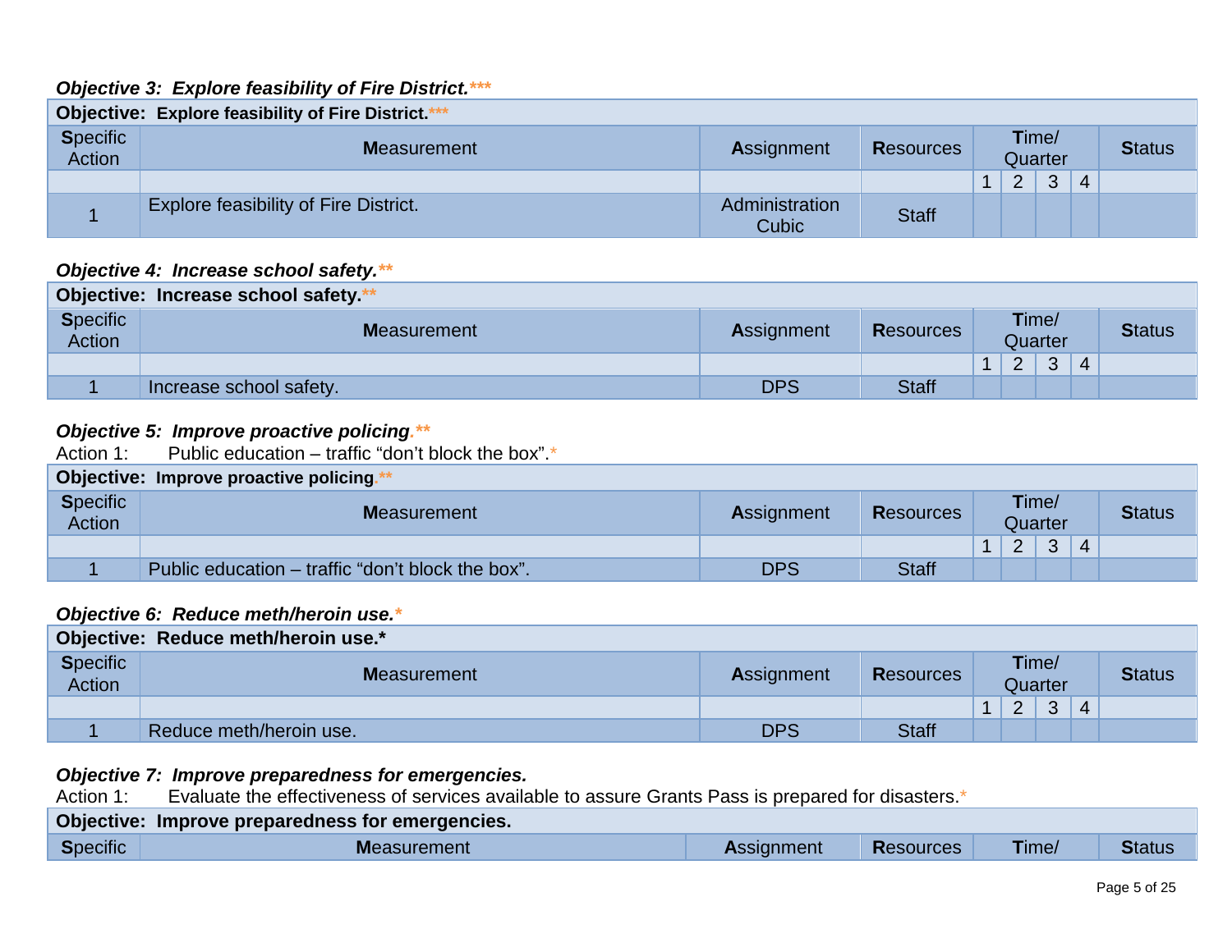***Objective 3: Explore feasibility of Fire District.****

| Objective: Explore feasibility of Fire District.*** | | | | | | | | | |
|---|---|---|---|---|---|---|---|---|---|
| **S**pecific Action | **M**easurement | **A**ssignment | **R**esources | **T**ime/ Quarter | | | | **S**tatus |
| | | | | 1 | 2 | 3 | 4 | |
| 1 | Explore feasibility of Fire District. | Administration Cubic | Staff | | | | | |

***Objective 4: Increase school safety.***

| Objective: Increase school safety.** | | | | | | | | |
|---|---|---|---|---|---|---|---|---|
| **S**pecific Action | **M**easurement | **A**ssignment | **R**esources | **T**ime/ Quarter | | | | **S**tatus |
| | | | | 1 | 2 | 3 | 4 | |
| 1 | Increase school safety. | DPS | Staff | | | | | |

***Objective 5: Improve proactive policing.***

Action 1: Public education – traffic "don't block the box".*

| Objective: Improve proactive policing.** | | | | | | | | |
|---|---|---|---|---|---|---|---|---|
| **S**pecific Action | **M**easurement | **A**ssignment | **R**esources | **T**ime/ Quarter | | | | **S**tatus |
| | | | | 1 | 2 | 3 | 4 | |
| 1 | Public education – traffic "don't block the box". | DPS | Staff | | | | | |

***Objective 6: Reduce meth/heroin use.****

| Objective: Reduce meth/heroin use.* | | | | | | | | |
|---|---|---|---|---|---|---|---|---|
| **S**pecific Action | **M**easurement | **A**ssignment | **R**esources | **T**ime/ Quarter | | | | **S**tatus |
| | | | | 1 | 2 | 3 | 4 | |
| 1 | Reduce meth/heroin use. | DPS | Staff | | | | | |

***Objective 7: Improve preparedness for emergencies.***

Action 1: Evaluate the effectiveness of services available to assure Grants Pass is prepared for disasters.*

| Objective: Improve preparedness for emergencies. | | | | | |
|---|---|---|---|---|---|
| **S**pecific | **M**easurement | **A**ssignment | **R**esources | **T**ime/ | **S**tatus |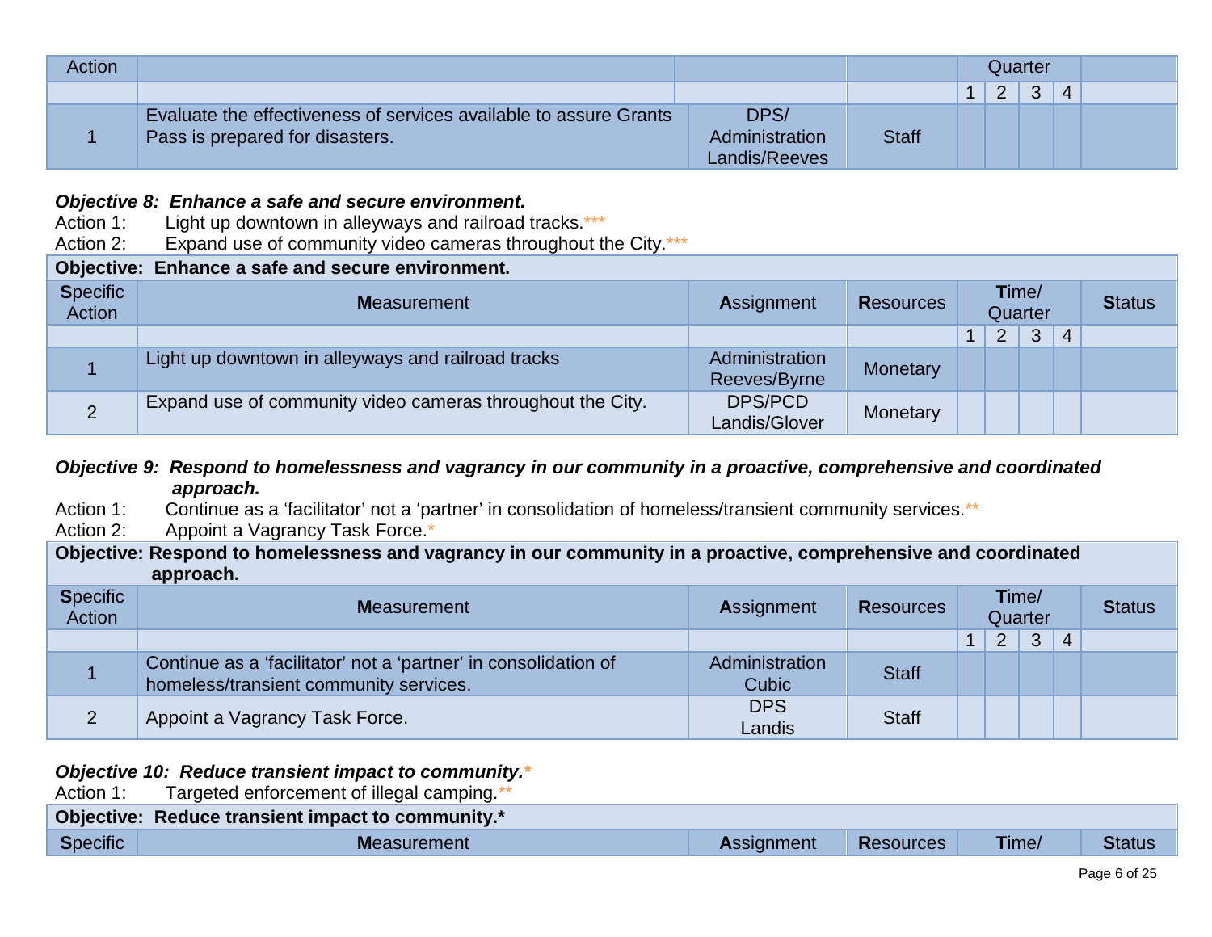| Action | | | | Quarter | | | | |
|---|---|---|---|---|---|---|---|---|
| | | | | 1 | 2 | 3 | 4 | |
| 1 | Evaluate the effectiveness of services available to assure Grants Pass is prepared for disasters. | DPS/ Administration Landis/Reeves | Staff | | | | | |

***Objective 8: Enhance a safe and secure environment.***

Action 1: Light up downtown in alleyways and railroad tracks.***

Action 2: Expand use of community video cameras throughout the City.***

| **Objective: Enhance a safe and secure environment.** | | | | | | | | |
|---|---|---|---|---|---|---|---|---|
| **S**pecific Action | **M**easurement | **A**ssignment | **R**esources | **T**ime/ Quarter | | | | **S**tatus |
| | | | | 1 | 2 | 3 | 4 | |
| 1 | Light up downtown in alleyways and railroad tracks | Administration Reeves/Byrne | Monetary | | | | | |
| 2 | Expand use of community video cameras throughout the City. | DPS/PCD Landis/Glover | Monetary | | | | | |

***Objective 9: Respond to homelessness and vagrancy in our community in a proactive, comprehensive and coordinated approach.***

Action 1: Continue as a 'facilitator' not a 'partner' in consolidation of homeless/transient community services.**

Action 2: Appoint a Vagrancy Task Force.*

| **Objective: Respond to homelessness and vagrancy in our community in a proactive, comprehensive and coordinated approach.** | | | | | | | | |
|---|---|---|---|---|---|---|---|---|
| **S**pecific Action | **M**easurement | **A**ssignment | **R**esources | **T**ime/ Quarter | | | | **S**tatus |
| | | | | 1 | 2 | 3 | 4 | |
| 1 | Continue as a 'facilitator' not a 'partner' in consolidation of homeless/transient community services. | Administration Cubic | Staff | | | | | |
| 2 | Appoint a Vagrancy Task Force. | DPS Landis | Staff | | | | | |

***Objective 10: Reduce transient impact to community.****

Action 1: Targeted enforcement of illegal camping.**

| **Objective: Reduce transient impact to community.*** | | | | | |
|---|---|---|---|---|---|
| **S**pecific | **M**easurement | **A**ssignment | **R**esources | **T**ime/ | **S**tatus |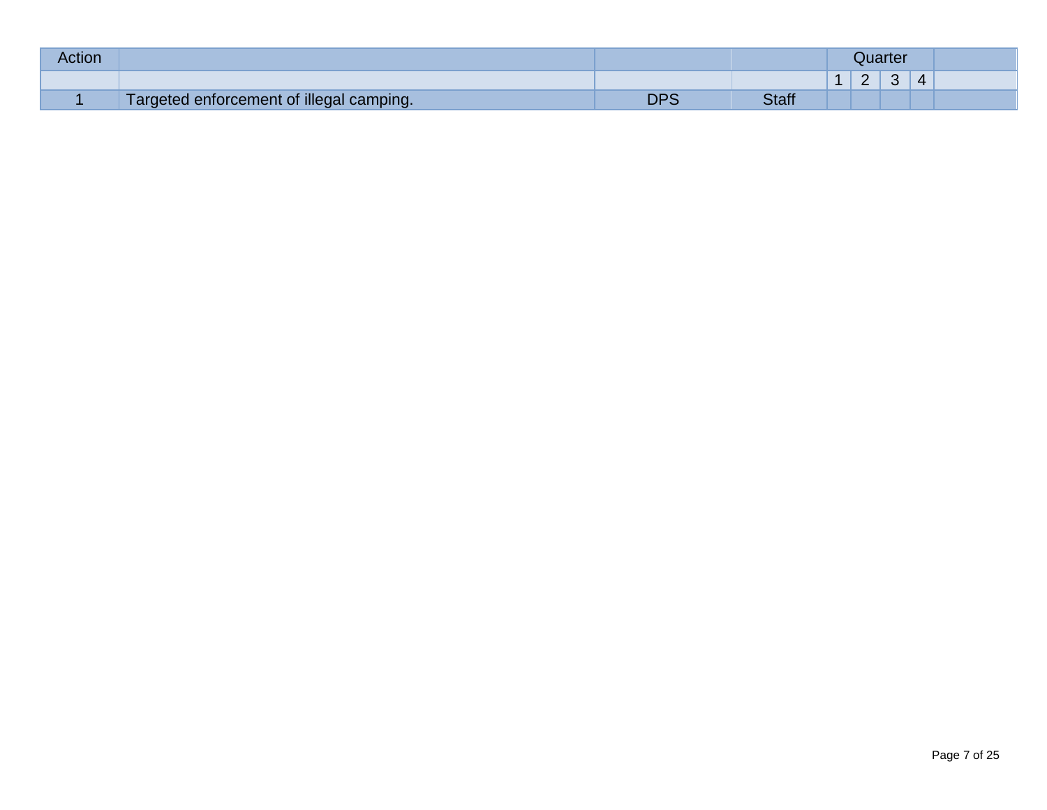| Action | | | | Quarter | | | | |
|---|---|---|---|---|---|---|---|---|
| | | | | 1 | 2 | 3 | 4 | |
| 1 | Targeted enforcement of illegal camping. | DPS | Staff | | | | | |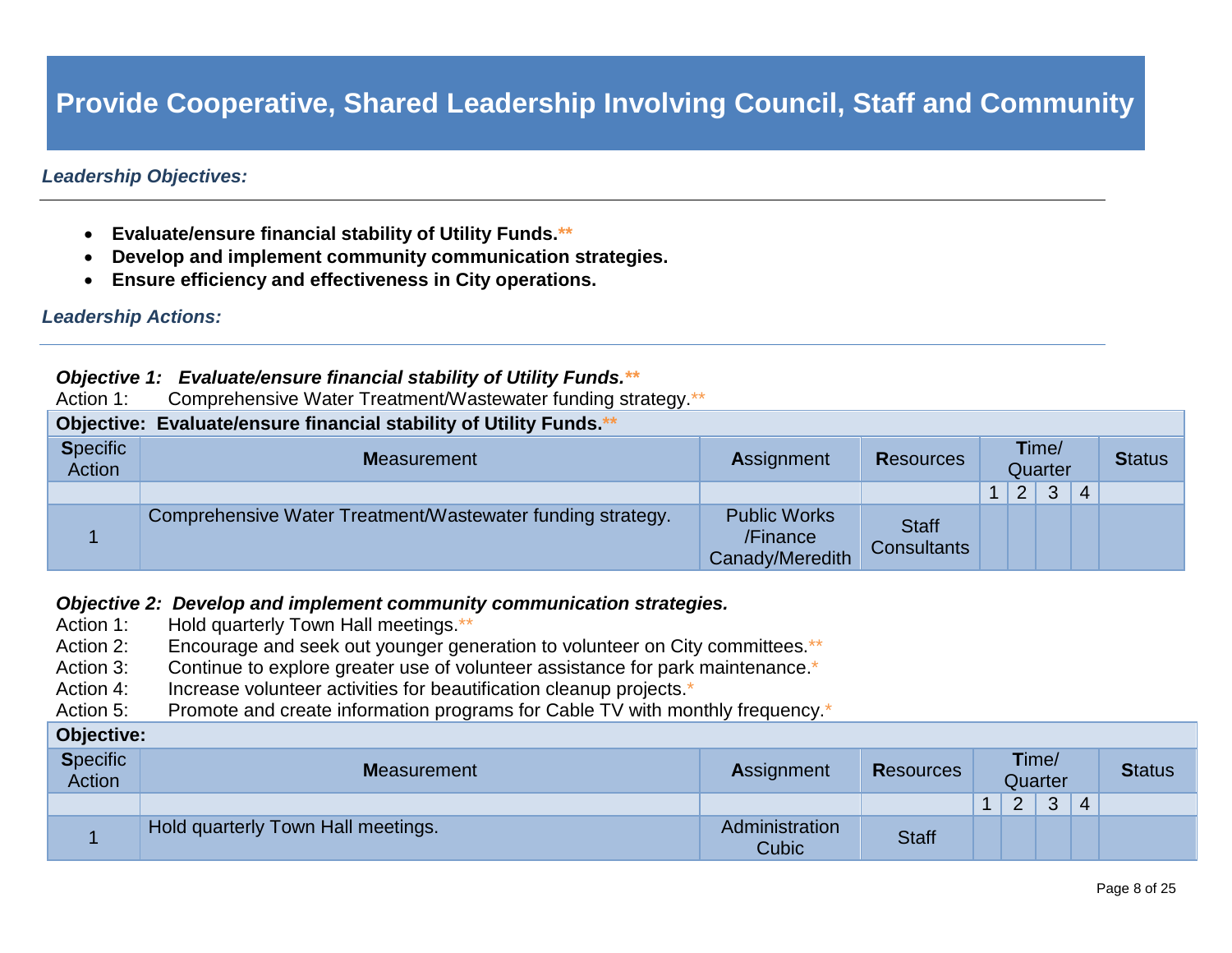# Provide Cooperative, Shared Leadership Involving Council, Staff and Community

***Leadership Objectives:***

---

- **Evaluate/ensure financial stability of Utility Funds.\*\***
- **Develop and implement community communication strategies.**
- **Ensure efficiency and effectiveness in City operations.**

***Leadership Actions:***

---

***Objective 1: Evaluate/ensure financial stability of Utility Funds.\*\****

Action 1: Comprehensive Water Treatment/Wastewater funding strategy.\*\*

| **Objective: Evaluate/ensure financial stability of Utility Funds.\*\*** | | | | | | | | |
|---|---|---|---|---|---|---|---|---|
| **S**pecific Action | **M**easurement | **A**ssignment | **R**esources | **T**ime/ Quarter | | | | **S**tatus |
| | | | | 1 | 2 | 3 | 4 | |
| 1 | Comprehensive Water Treatment/Wastewater funding strategy. | Public Works /Finance Canady/Meredith | Staff Consultants | | | | | |

***Objective 2: Develop and implement community communication strategies.***

Action 1: Hold quarterly Town Hall meetings.\*\*
Action 2: Encourage and seek out younger generation to volunteer on City committees.\*\*
Action 3: Continue to explore greater use of volunteer assistance for park maintenance.\*
Action 4: Increase volunteer activities for beautification cleanup projects.\*
Action 5: Promote and create information programs for Cable TV with monthly frequency.\*

| **Objective:** | | | | | | | | |
|---|---|---|---|---|---|---|---|---|
| **S**pecific Action | **M**easurement | **A**ssignment | **R**esources | **T**ime/ Quarter | | | | **S**tatus |
| | | | | 1 | 2 | 3 | 4 | |
| 1 | Hold quarterly Town Hall meetings. | Administration Cubic | Staff | | | | | |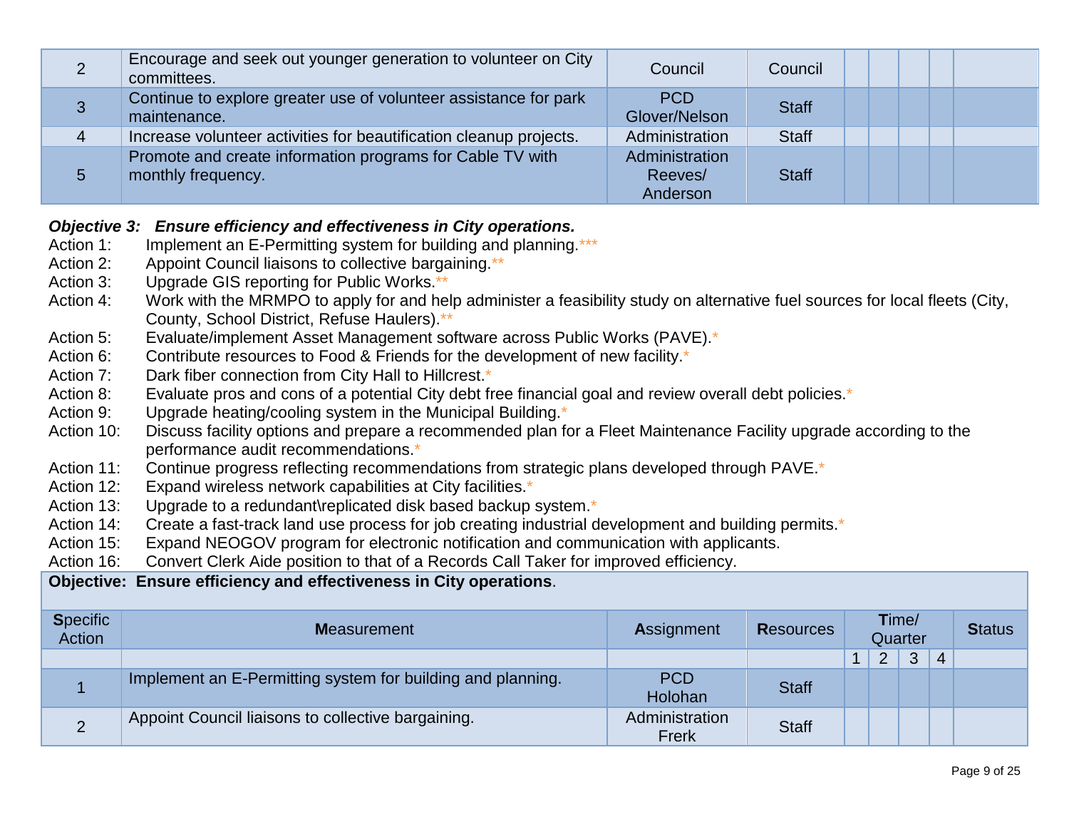| | | | | | | | | |
|---|---|---|---|---|---|---|---|---|
| 2 | Encourage and seek out younger generation to volunteer on City committees. | Council | Council | | | | | |
| 3 | Continue to explore greater use of volunteer assistance for park maintenance. | PCD Glover/Nelson | Staff | | | | | |
| 4 | Increase volunteer activities for beautification cleanup projects. | Administration | Staff | | | | | |
| 5 | Promote and create information programs for Cable TV with monthly frequency. | Administration Reeves/ Anderson | Staff | | | | | |

***Objective 3: Ensure efficiency and effectiveness in City operations.***

Action 1: Implement an E-Permitting system for building and planning.***

Action 2: Appoint Council liaisons to collective bargaining.**

Action 3: Upgrade GIS reporting for Public Works.**

Action 4: Work with the MRMPO to apply for and help administer a feasibility study on alternative fuel sources for local fleets (City, County, School District, Refuse Haulers).**

Action 5: Evaluate/implement Asset Management software across Public Works (PAVE).*

Action 6: Contribute resources to Food & Friends for the development of new facility.*

Action 7: Dark fiber connection from City Hall to Hillcrest.*

Action 8: Evaluate pros and cons of a potential City debt free financial goal and review overall debt policies.*

Action 9: Upgrade heating/cooling system in the Municipal Building.*

Action 10: Discuss facility options and prepare a recommended plan for a Fleet Maintenance Facility upgrade according to the performance audit recommendations.*

Action 11: Continue progress reflecting recommendations from strategic plans developed through PAVE.*

Action 12: Expand wireless network capabilities at City facilities.*

Action 13: Upgrade to a redundant\replicated disk based backup system.*

Action 14: Create a fast-track land use process for job creating industrial development and building permits.*

Action 15: Expand NEOGOV program for electronic notification and communication with applicants.

Action 16: Convert Clerk Aide position to that of a Records Call Taker for improved efficiency.

**Objective: Ensure efficiency and effectiveness in City operations**.

| **S**pecific Action | **M**easurement | **A**ssignment | **R**esources | **T**ime/ Quarter | | | | **S**tatus |
|---|---|---|---|---|---|---|---|---|
| | | | | 1 | 2 | 3 | 4 | |
| 1 | Implement an E-Permitting system for building and planning. | PCD Holohan | Staff | | | | | |
| 2 | Appoint Council liaisons to collective bargaining. | Administration Frerk | Staff | | | | | |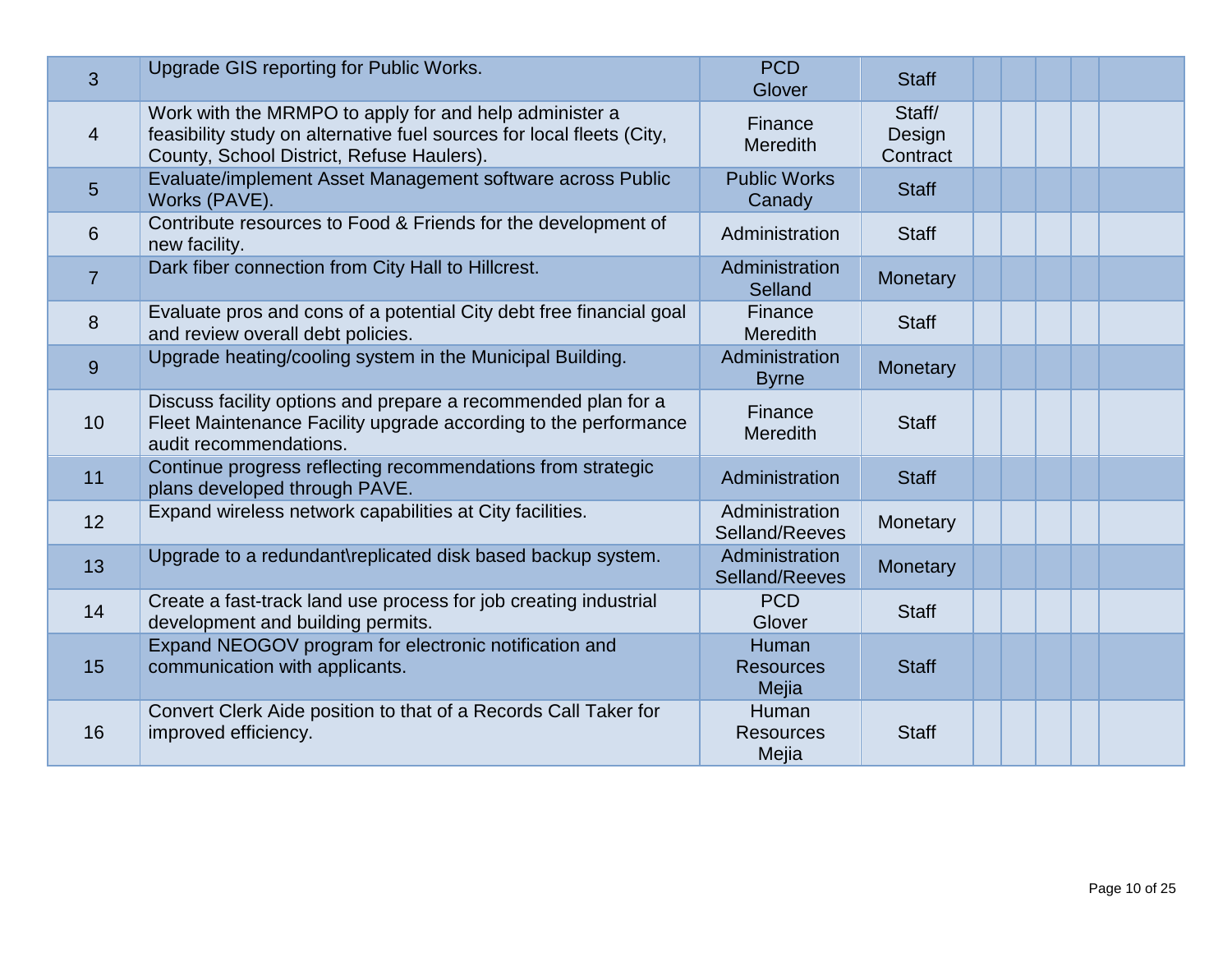| | | | | | | | | |
|---|---|---|---|---|---|---|---|---|
| 3 | Upgrade GIS reporting for Public Works. | PCD Glover | Staff | | | | | |
| 4 | Work with the MRMPO to apply for and help administer a feasibility study on alternative fuel sources for local fleets (City, County, School District, Refuse Haulers). | Finance Meredith | Staff/ Design Contract | | | | | |
| 5 | Evaluate/implement Asset Management software across Public Works (PAVE). | Public Works Canady | Staff | | | | | |
| 6 | Contribute resources to Food & Friends for the development of new facility. | Administration | Staff | | | | | |
| 7 | Dark fiber connection from City Hall to Hillcrest. | Administration Selland | Monetary | | | | | |
| 8 | Evaluate pros and cons of a potential City debt free financial goal and review overall debt policies. | Finance Meredith | Staff | | | | | |
| 9 | Upgrade heating/cooling system in the Municipal Building. | Administration Byrne | Monetary | | | | | |
| 10 | Discuss facility options and prepare a recommended plan for a Fleet Maintenance Facility upgrade according to the performance audit recommendations. | Finance Meredith | Staff | | | | | |
| 11 | Continue progress reflecting recommendations from strategic plans developed through PAVE. | Administration | Staff | | | | | |
| 12 | Expand wireless network capabilities at City facilities. | Administration Selland/Reeves | Monetary | | | | | |
| 13 | Upgrade to a redundant\replicated disk based backup system. | Administration Selland/Reeves | Monetary | | | | | |
| 14 | Create a fast-track land use process for job creating industrial development and building permits. | PCD Glover | Staff | | | | | |
| 15 | Expand NEOGOV program for electronic notification and communication with applicants. | Human Resources Mejia | Staff | | | | | |
| 16 | Convert Clerk Aide position to that of a Records Call Taker for improved efficiency. | Human Resources Mejia | Staff | | | | | |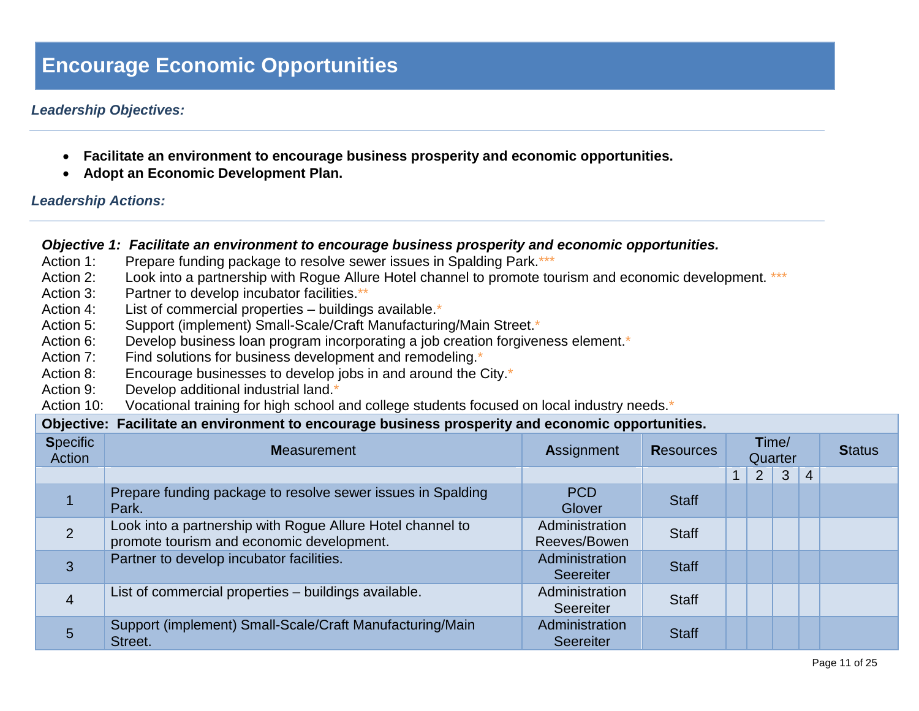# Encourage Economic Opportunities

***Leadership Objectives:***

---

- **Facilitate an environment to encourage business prosperity and economic opportunities.**
- **Adopt an Economic Development Plan.**

***Leadership Actions:***

---

***Objective 1: Facilitate an environment to encourage business prosperity and economic opportunities.***

Action 1: Prepare funding package to resolve sewer issues in Spalding Park.***
Action 2: Look into a partnership with Rogue Allure Hotel channel to promote tourism and economic development. ***
Action 3: Partner to develop incubator facilities.**
Action 4: List of commercial properties – buildings available.*
Action 5: Support (implement) Small-Scale/Craft Manufacturing/Main Street.*
Action 6: Develop business loan program incorporating a job creation forgiveness element.*
Action 7: Find solutions for business development and remodeling.*
Action 8: Encourage businesses to develop jobs in and around the City.*
Action 9: Develop additional industrial land.*
Action 10: Vocational training for high school and college students focused on local industry needs.*

| **Objective: Facilitate an environment to encourage business prosperity and economic opportunities.** | | | | | | | | |
|---|---|---|---|---|---|---|---|---|
| **S**pecific Action | **M**easurement | **A**ssignment | **R**esources | **T**ime/ Quarter | | | | **S**tatus |
| | | | | 1 | 2 | 3 | 4 | |
| 1 | Prepare funding package to resolve sewer issues in Spalding Park. | PCD Glover | Staff | | | | | |
| 2 | Look into a partnership with Rogue Allure Hotel channel to promote tourism and economic development. | Administration Reeves/Bowen | Staff | | | | | |
| 3 | Partner to develop incubator facilities. | Administration Seereiter | Staff | | | | | |
| 4 | List of commercial properties – buildings available. | Administration Seereiter | Staff | | | | | |
| 5 | Support (implement) Small-Scale/Craft Manufacturing/Main Street. | Administration Seereiter | Staff | | | | | |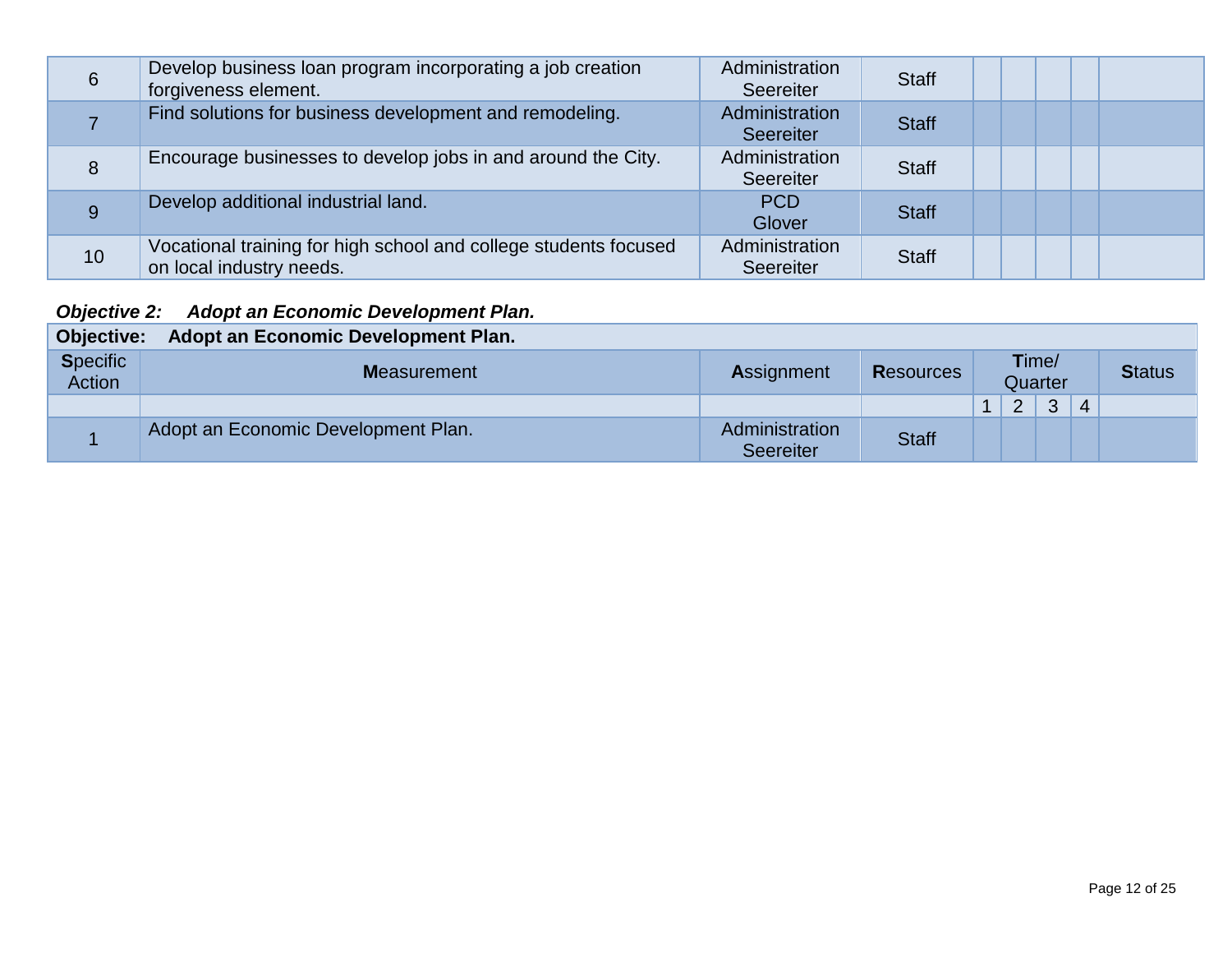| | | | | | | | | |
|---|---|---|---|---|---|---|---|---|
| 6 | Develop business loan program incorporating a job creation forgiveness element. | Administration Seereiter | Staff | | | | | |
| 7 | Find solutions for business development and remodeling. | Administration Seereiter | Staff | | | | | |
| 8 | Encourage businesses to develop jobs in and around the City. | Administration Seereiter | Staff | | | | | |
| 9 | Develop additional industrial land. | PCD Glover | Staff | | | | | |
| 10 | Vocational training for high school and college students focused on local industry needs. | Administration Seereiter | Staff | | | | | |

***Objective 2: Adopt an Economic Development Plan.***

| **Objective: Adopt an Economic Development Plan.** | | | | | | | | |
|---|---|---|---|---|---|---|---|---|
| **S**pecific Action | **M**easurement | **A**ssignment | **R**esources | **T**ime/ Quarter | | | | **S**tatus |
| | | | | 1 | 2 | 3 | 4 | |
| 1 | Adopt an Economic Development Plan. | Administration Seereiter | Staff | | | | | |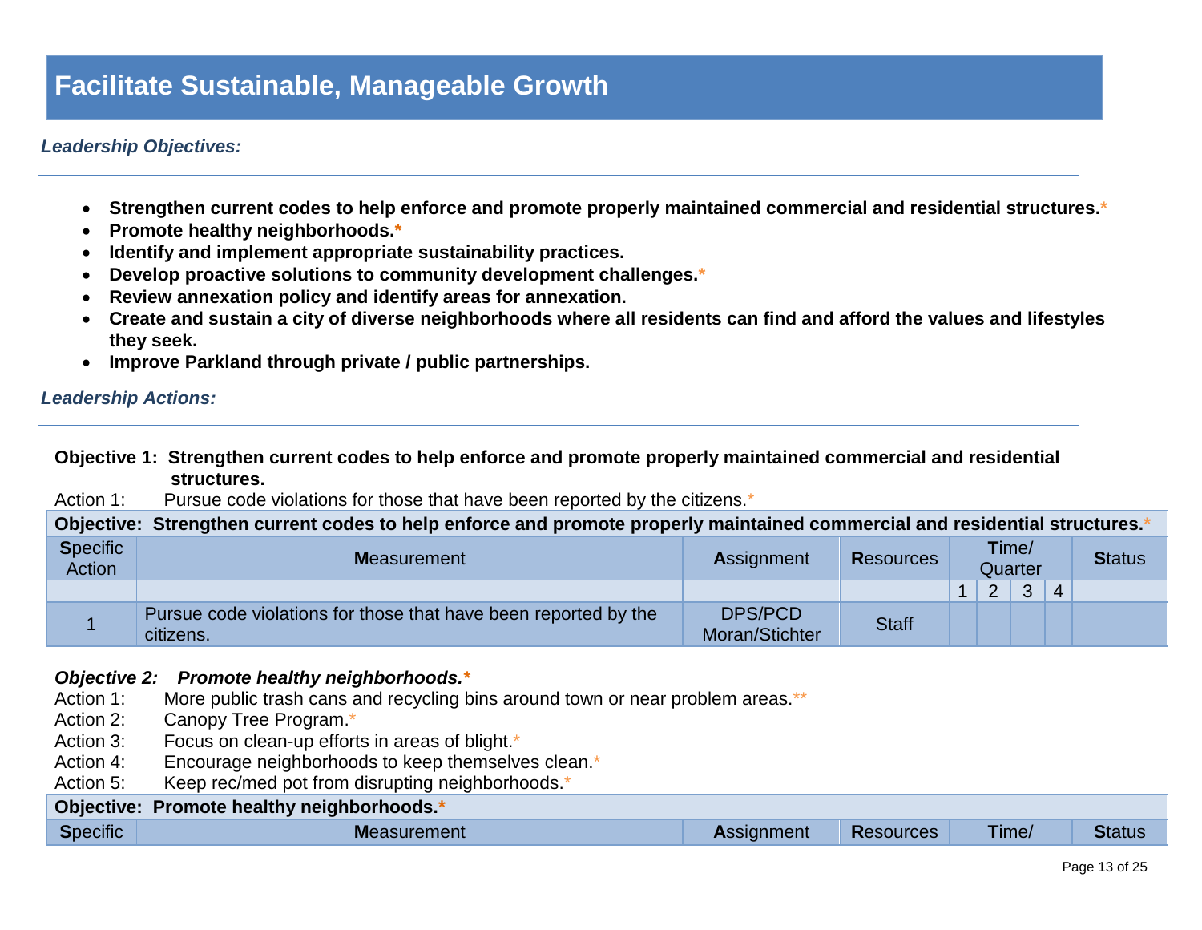# Facilitate Sustainable, Manageable Growth

***Leadership Objectives:***

- **Strengthen current codes to help enforce and promote properly maintained commercial and residential structures.***
- **Promote healthy neighborhoods.***
- **Identify and implement appropriate sustainability practices.**
- **Develop proactive solutions to community development challenges.***
- **Review annexation policy and identify areas for annexation.**
- **Create and sustain a city of diverse neighborhoods where all residents can find and afford the values and lifestyles they seek.**
- **Improve Parkland through private / public partnerships.**

***Leadership Actions:***

**Objective 1: Strengthen current codes to help enforce and promote properly maintained commercial and residential structures.**

Action 1: Pursue code violations for those that have been reported by the citizens.*

| **Objective: Strengthen current codes to help enforce and promote properly maintained commercial and residential structures.*** | | | | | | | | |
|---|---|---|---|---|---|---|---|---|
| **S**pecific Action | **M**easurement | **A**ssignment | **R**esources | **T**ime/ Quarter | | | | **S**tatus |
| | | | | 1 | 2 | 3 | 4 | |
| 1 | Pursue code violations for those that have been reported by the citizens. | DPS/PCD Moran/Stichter | Staff | | | | | |

***Objective 2: Promote healthy neighborhoods.****

Action 1: More public trash cans and recycling bins around town or near problem areas.**
Action 2: Canopy Tree Program.*
Action 3: Focus on clean-up efforts in areas of blight.*
Action 4: Encourage neighborhoods to keep themselves clean.*
Action 5: Keep rec/med pot from disrupting neighborhoods.*

| **Objective: Promote healthy neighborhoods.*** | | | | | |
|---|---|---|---|---|---|
| **S**pecific | **M**easurement | **A**ssignment | **R**esources | **T**ime/ | **S**tatus |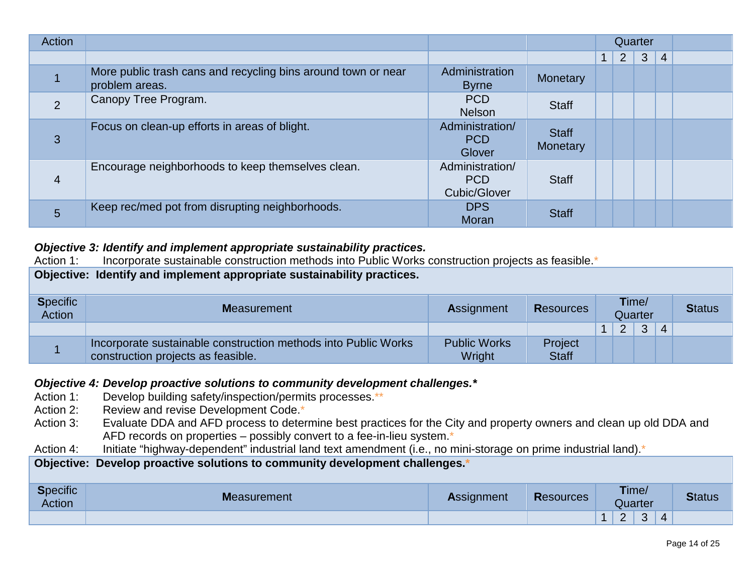| Action | | | | Quarter | | | | |
|---|---|---|---|---|---|---|---|---|
| | | | | 1 | 2 | 3 | 4 | |
| 1 | More public trash cans and recycling bins around town or near problem areas. | Administration Byrne | Monetary | | | | | |
| 2 | Canopy Tree Program. | PCD Nelson | Staff | | | | | |
| 3 | Focus on clean-up efforts in areas of blight. | Administration/ PCD Glover | Staff Monetary | | | | | |
| 4 | Encourage neighborhoods to keep themselves clean. | Administration/ PCD Cubic/Glover | Staff | | | | | |
| 5 | Keep rec/med pot from disrupting neighborhoods. | DPS Moran | Staff | | | | | |

***Objective 3: Identify and implement appropriate sustainability practices.***

Action 1: Incorporate sustainable construction methods into Public Works construction projects as feasible.*

| **Objective: Identify and implement appropriate sustainability practices.** | | | | | | | | |
|---|---|---|---|---|---|---|---|---|
| **S**pecific Action | **M**easurement | **A**ssignment | **R**esources | **T**ime/ Quarter | | | | **S**tatus |
| | | | | 1 | 2 | 3 | 4 | |
| 1 | Incorporate sustainable construction methods into Public Works construction projects as feasible. | Public Works Wright | Project Staff | | | | | |

***Objective 4: Develop proactive solutions to community development challenges.****

Action 1: Develop building safety/inspection/permits processes.**

Action 2: Review and revise Development Code.*

Action 3: Evaluate DDA and AFD process to determine best practices for the City and property owners and clean up old DDA and AFD records on properties – possibly convert to a fee-in-lieu system.*

Action 4: Initiate "highway-dependent" industrial land text amendment (i.e., no mini-storage on prime industrial land).*

| **Objective: Develop proactive solutions to community development challenges.*** | | | | | | | | |
|---|---|---|---|---|---|---|---|---|
| **S**pecific Action | **M**easurement | **A**ssignment | **R**esources | **T**ime/ Quarter | | | | **S**tatus |
| | | | | 1 | 2 | 3 | 4 | |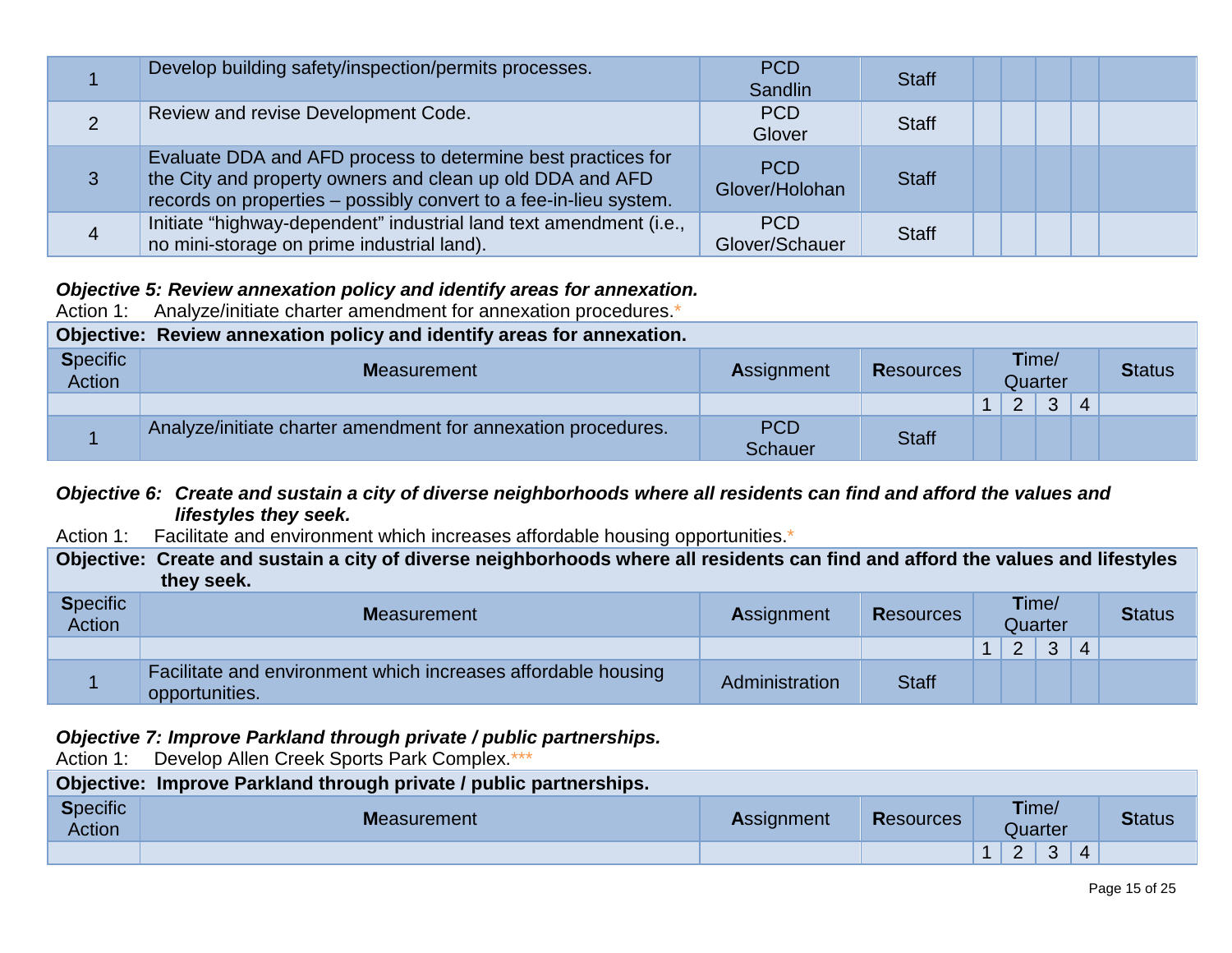| | | | | | | | | |
|---|---|---|---|---|---|---|---|---|
| 1 | Develop building safety/inspection/permits processes. | PCD Sandlin | Staff | | | | | |
| 2 | Review and revise Development Code. | PCD Glover | Staff | | | | | |
| 3 | Evaluate DDA and AFD process to determine best practices for the City and property owners and clean up old DDA and AFD records on properties – possibly convert to a fee-in-lieu system. | PCD Glover/Holohan | Staff | | | | | |
| 4 | Initiate "highway-dependent" industrial land text amendment (i.e., no mini-storage on prime industrial land). | PCD Glover/Schauer | Staff | | | | | |

***Objective 5: Review annexation policy and identify areas for annexation.***

Action 1: Analyze/initiate charter amendment for annexation procedures.*

| **Objective: Review annexation policy and identify areas for annexation.** | | | | | | | | |
|---|---|---|---|---|---|---|---|---|
| **S**pecific Action | **M**easurement | **A**ssignment | **R**esources | **T**ime/ Quarter | | | | **S**tatus |
| | | | | 1 | 2 | 3 | 4 | |
| 1 | Analyze/initiate charter amendment for annexation procedures. | PCD Schauer | Staff | | | | | |

***Objective 6: Create and sustain a city of diverse neighborhoods where all residents can find and afford the values and lifestyles they seek.***

Action 1: Facilitate and environment which increases affordable housing opportunities.*

| **Objective: Create and sustain a city of diverse neighborhoods where all residents can find and afford the values and lifestyles they seek.** | | | | | | | | |
|---|---|---|---|---|---|---|---|---|
| **S**pecific Action | **M**easurement | **A**ssignment | **R**esources | **T**ime/ Quarter | | | | **S**tatus |
| | | | | 1 | 2 | 3 | 4 | |
| 1 | Facilitate and environment which increases affordable housing opportunities. | Administration | Staff | | | | | |

***Objective 7: Improve Parkland through private / public partnerships.***

Action 1: Develop Allen Creek Sports Park Complex.***

| **Objective: Improve Parkland through private / public partnerships.** | | | | | | | | |
|---|---|---|---|---|---|---|---|---|
| **S**pecific Action | **M**easurement | **A**ssignment | **R**esources | **T**ime/ Quarter | | | | **S**tatus |
| | | | | 1 | 2 | 3 | 4 | |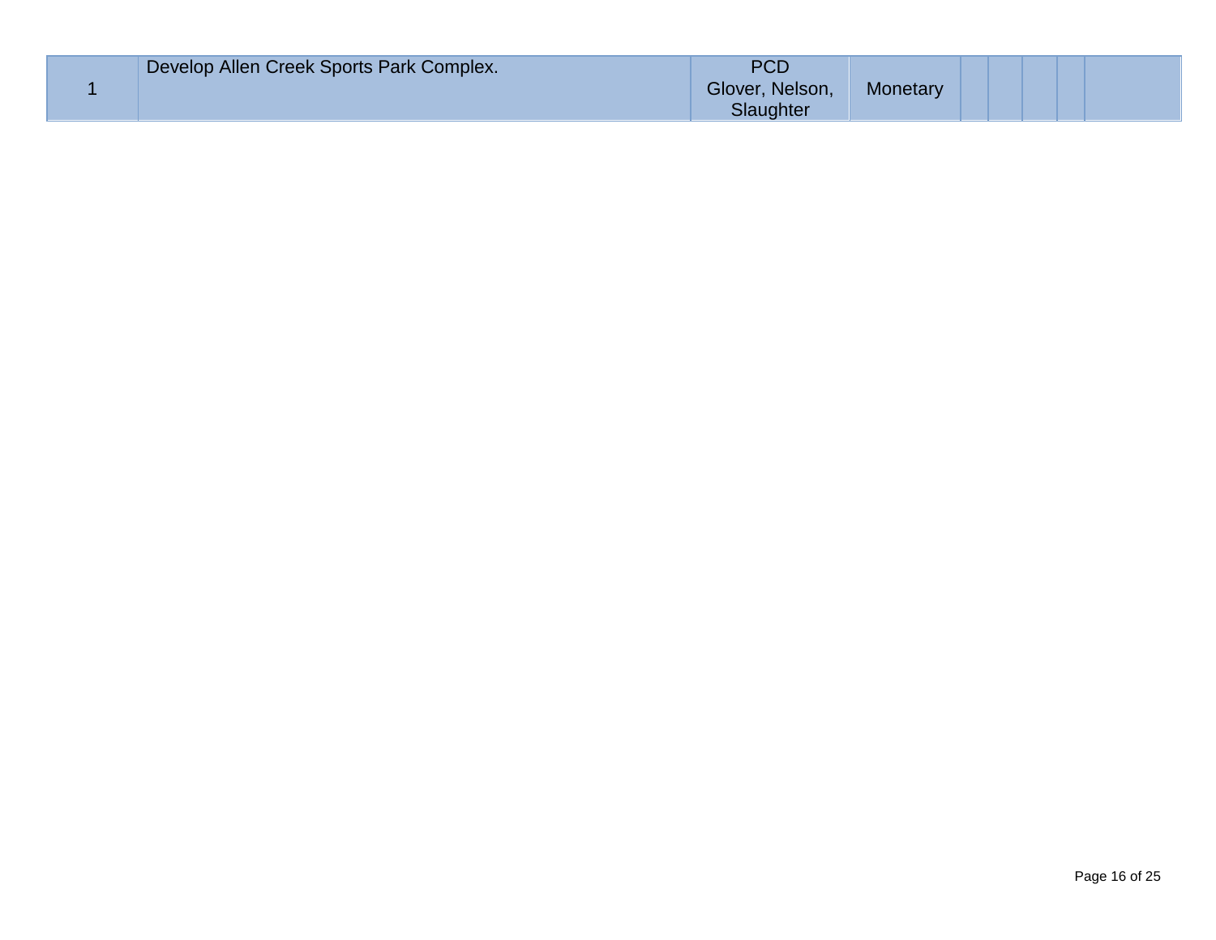| 1 | Develop Allen Creek Sports Park Complex. | PCD<br>Glover, Nelson, Slaughter | Monetary | | | | | |
|---|---|---|---|---|---|---|---|---|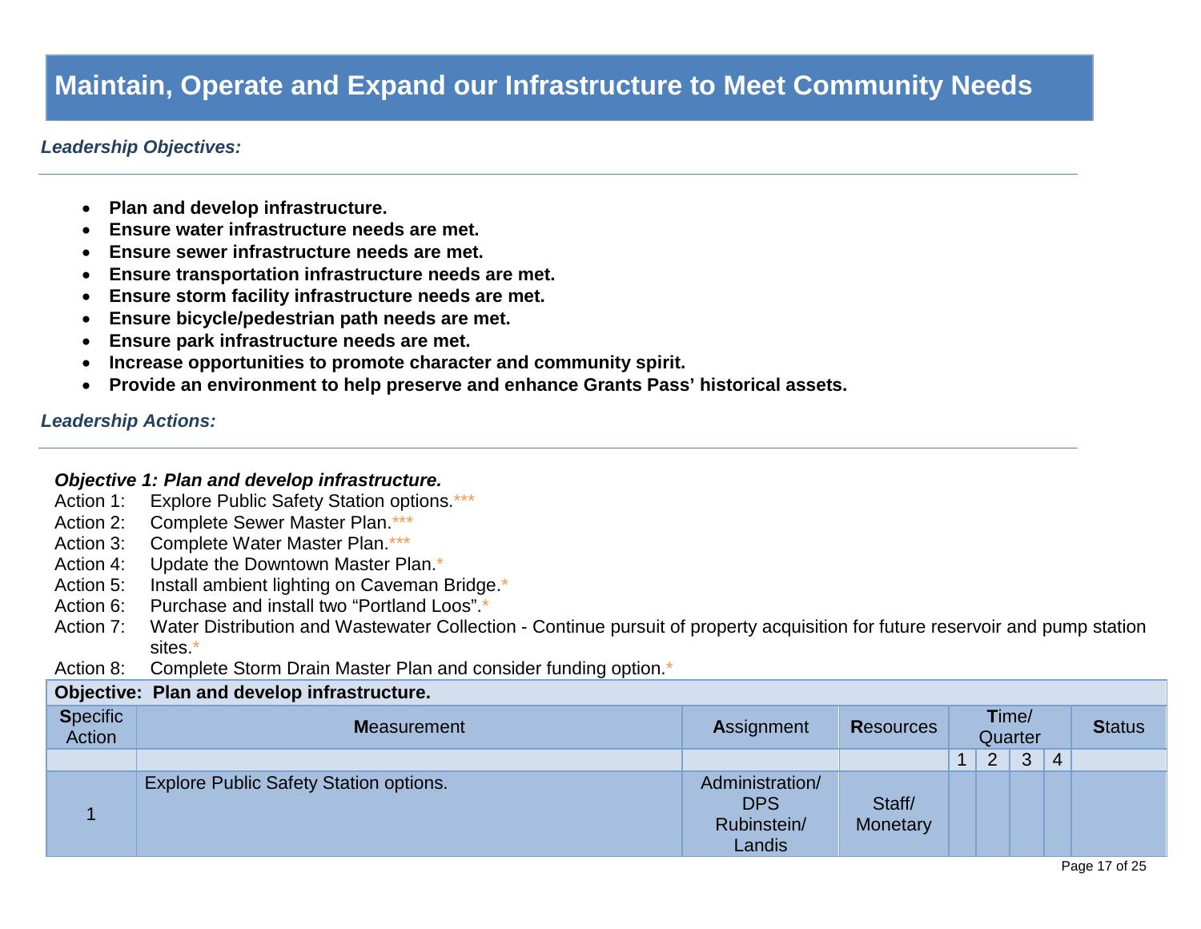# Maintain, Operate and Expand our Infrastructure to Meet Community Needs

***Leadership Objectives:***

- **Plan and develop infrastructure.**
- **Ensure water infrastructure needs are met.**
- **Ensure sewer infrastructure needs are met.**
- **Ensure transportation infrastructure needs are met.**
- **Ensure storm facility infrastructure needs are met.**
- **Ensure bicycle/pedestrian path needs are met.**
- **Ensure park infrastructure needs are met.**
- **Increase opportunities to promote character and community spirit.**
- **Provide an environment to help preserve and enhance Grants Pass' historical assets.**

***Leadership Actions:***

***Objective 1: Plan and develop infrastructure.***

Action 1: Explore Public Safety Station options.***
Action 2: Complete Sewer Master Plan.***
Action 3: Complete Water Master Plan.***
Action 4: Update the Downtown Master Plan.*
Action 5: Install ambient lighting on Caveman Bridge.*
Action 6: Purchase and install two "Portland Loos".*
Action 7: Water Distribution and Wastewater Collection - Continue pursuit of property acquisition for future reservoir and pump station sites.*
Action 8: Complete Storm Drain Master Plan and consider funding option.*

| **Objective: Plan and develop infrastructure.** | | | | | | | | |
|---|---|---|---|---|---|---|---|---|
| **S**pecific Action | **M**easurement | **A**ssignment | **R**esources | **T**ime/ Quarter | | | | **S**tatus |
| | | | | 1 | 2 | 3 | 4 | |
| 1 | Explore Public Safety Station options. | Administration/ DPS Rubinstein/ Landis | Staff/ Monetary | | | | | |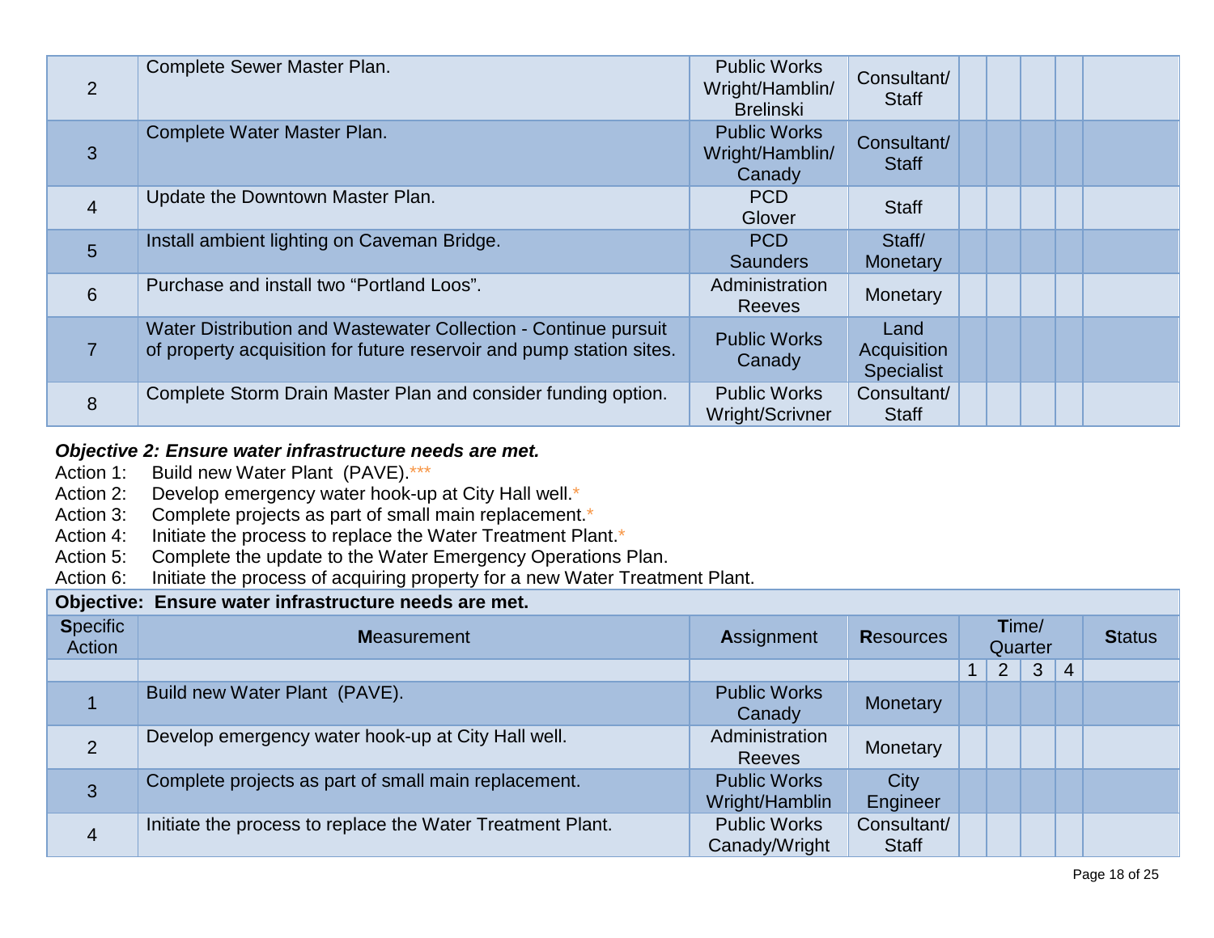| | | | | | | | | |
|---|---|---|---|---|---|---|---|---|
| 2 | Complete Sewer Master Plan. | Public Works Wright/Hamblin/ Brelinski | Consultant/ Staff | | | | | |
| 3 | Complete Water Master Plan. | Public Works Wright/Hamblin/ Canady | Consultant/ Staff | | | | | |
| 4 | Update the Downtown Master Plan. | PCD Glover | Staff | | | | | |
| 5 | Install ambient lighting on Caveman Bridge. | PCD Saunders | Staff/ Monetary | | | | | |
| 6 | Purchase and install two "Portland Loos". | Administration Reeves | Monetary | | | | | |
| 7 | Water Distribution and Wastewater Collection - Continue pursuit of property acquisition for future reservoir and pump station sites. | Public Works Canady | Land Acquisition Specialist | | | | | |
| 8 | Complete Storm Drain Master Plan and consider funding option. | Public Works Wright/Scrivner | Consultant/ Staff | | | | | |

***Objective 2: Ensure water infrastructure needs are met.***

Action 1: Build new Water Plant (PAVE).***
Action 2: Develop emergency water hook-up at City Hall well.*
Action 3: Complete projects as part of small main replacement.*
Action 4: Initiate the process to replace the Water Treatment Plant.*
Action 5: Complete the update to the Water Emergency Operations Plan.
Action 6: Initiate the process of acquiring property for a new Water Treatment Plant.

| **Objective: Ensure water infrastructure needs are met.** | | | | | | | | |
|---|---|---|---|---|---|---|---|---|
| **S**pecific Action | **M**easurement | **A**ssignment | **R**esources | **T**ime/ Quarter | | | | **S**tatus |
| | | | | 1 | 2 | 3 | 4 | |
| 1 | Build new Water Plant (PAVE). | Public Works Canady | Monetary | | | | | |
| 2 | Develop emergency water hook-up at City Hall well. | Administration Reeves | Monetary | | | | | |
| 3 | Complete projects as part of small main replacement. | Public Works Wright/Hamblin | City Engineer | | | | | |
| 4 | Initiate the process to replace the Water Treatment Plant. | Public Works Canady/Wright | Consultant/ Staff | | | | | |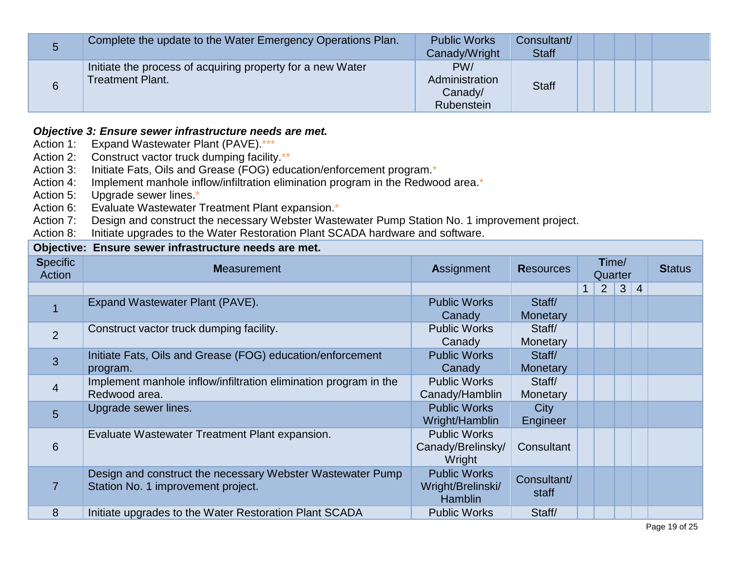| | | | | | | | | |
|---|---|---|---|---|---|---|---|---|
| 5 | Complete the update to the Water Emergency Operations Plan. | Public Works Canady/Wright | Consultant/ Staff | | | | | |
| 6 | Initiate the process of acquiring property for a new Water Treatment Plant. | PW/ Administration Canady/ Rubenstein | Staff | | | | | |

***Objective 3: Ensure sewer infrastructure needs are met.***

Action 1: Expand Wastewater Plant (PAVE).***
Action 2: Construct vactor truck dumping facility.**
Action 3: Initiate Fats, Oils and Grease (FOG) education/enforcement program.*
Action 4: Implement manhole inflow/infiltration elimination program in the Redwood area.*
Action 5: Upgrade sewer lines.*
Action 6: Evaluate Wastewater Treatment Plant expansion.*
Action 7: Design and construct the necessary Webster Wastewater Pump Station No. 1 improvement project.
Action 8: Initiate upgrades to the Water Restoration Plant SCADA hardware and software.

| **Objective: Ensure sewer infrastructure needs are met.** | | | | | | | | |
|---|---|---|---|---|---|---|---|---|
| **S**pecific Action | **M**easurement | **A**ssignment | **R**esources | **T**ime/ Quarter | | | | **Status** |
| | | | | 1 | 2 | 3 | 4 | |
| 1 | Expand Wastewater Plant (PAVE). | Public Works Canady | Staff/ Monetary | | | | | |
| 2 | Construct vactor truck dumping facility. | Public Works Canady | Staff/ Monetary | | | | | |
| 3 | Initiate Fats, Oils and Grease (FOG) education/enforcement program. | Public Works Canady | Staff/ Monetary | | | | | |
| 4 | Implement manhole inflow/infiltration elimination program in the Redwood area. | Public Works Canady/Hamblin | Staff/ Monetary | | | | | |
| 5 | Upgrade sewer lines. | Public Works Wright/Hamblin | City Engineer | | | | | |
| 6 | Evaluate Wastewater Treatment Plant expansion. | Public Works Canady/Brelinsky/ Wright | Consultant | | | | | |
| 7 | Design and construct the necessary Webster Wastewater Pump Station No. 1 improvement project. | Public Works Wright/Brelinski/ Hamblin | Consultant/ staff | | | | | |
| 8 | Initiate upgrades to the Water Restoration Plant SCADA | Public Works | Staff/ | | | | | |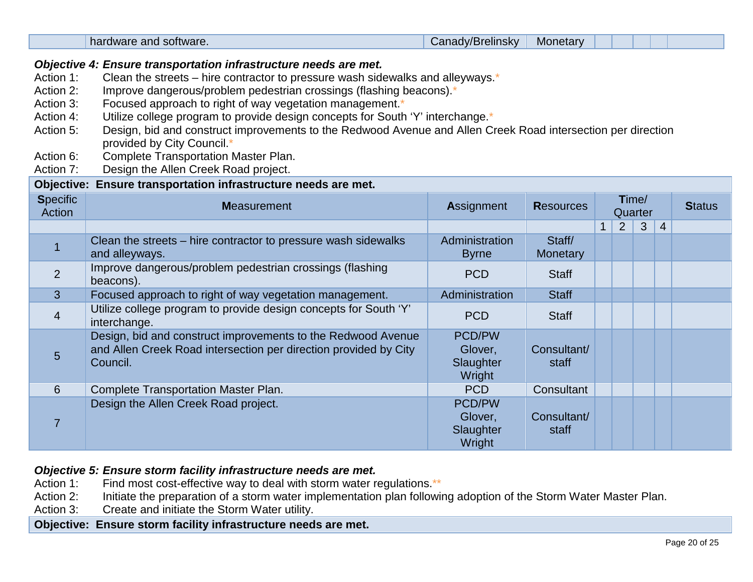| | hardware and software. | Canady/Brelinsky | Monetary | | | | | |
|---|---|---|---|---|---|---|---|---|

***Objective 4: Ensure transportation infrastructure needs are met.***

Action 1: Clean the streets – hire contractor to pressure wash sidewalks and alleyways.*
Action 2: Improve dangerous/problem pedestrian crossings (flashing beacons).*
Action 3: Focused approach to right of way vegetation management.*
Action 4: Utilize college program to provide design concepts for South ‘Y’ interchange.*
Action 5: Design, bid and construct improvements to the Redwood Avenue and Allen Creek Road intersection per direction provided by City Council.*
Action 6: Complete Transportation Master Plan.
Action 7: Design the Allen Creek Road project.

**Objective: Ensure transportation infrastructure needs are met.**

| **S**pecific Action | **M**easurement | **A**ssignment | **R**esources | **T**ime/ Quarter | | | | **S**tatus |
|---|---|---|---|---|---|---|---|---|
| | | | | 1 | 2 | 3 | 4 | |
| 1 | Clean the streets – hire contractor to pressure wash sidewalks and alleyways. | Administration Byrne | Staff/ Monetary | | | | | |
| 2 | Improve dangerous/problem pedestrian crossings (flashing beacons). | PCD | Staff | | | | | |
| 3 | Focused approach to right of way vegetation management. | Administration | Staff | | | | | |
| 4 | Utilize college program to provide design concepts for South ‘Y’ interchange. | PCD | Staff | | | | | |
| 5 | Design, bid and construct improvements to the Redwood Avenue and Allen Creek Road intersection per direction provided by City Council. | PCD/PW Glover, Slaughter Wright | Consultant/ staff | | | | | |
| 6 | Complete Transportation Master Plan. | PCD | Consultant | | | | | |
| 7 | Design the Allen Creek Road project. | PCD/PW Glover, Slaughter Wright | Consultant/ staff | | | | | |

***Objective 5: Ensure storm facility infrastructure needs are met.***

Action 1: Find most cost-effective way to deal with storm water regulations.**
Action 2: Initiate the preparation of a storm water implementation plan following adoption of the Storm Water Master Plan.
Action 3: Create and initiate the Storm Water utility.

**Objective: Ensure storm facility infrastructure needs are met.**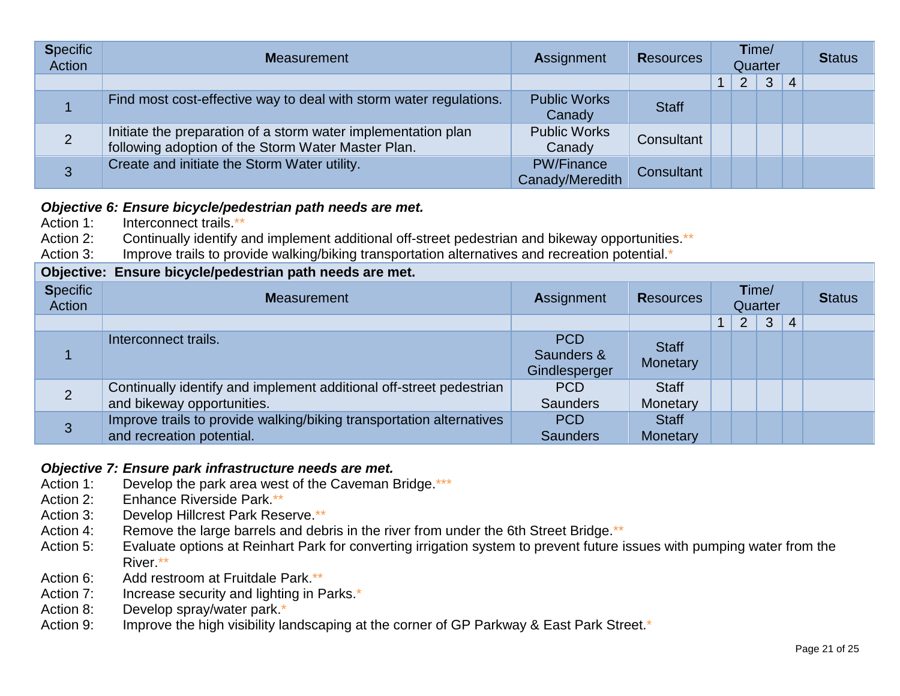| Specific Action | Measurement | Assignment | Resources | Time/ Quarter | | | | Status |
|---|---|---|---|---|---|---|---|---|
| | | | | 1 | 2 | 3 | 4 | |
| 1 | Find most cost-effective way to deal with storm water regulations. | Public Works Canady | Staff | | | | | |
| 2 | Initiate the preparation of a storm water implementation plan following adoption of the Storm Water Master Plan. | Public Works Canady | Consultant | | | | | |
| 3 | Create and initiate the Storm Water utility. | PW/Finance Canady/Meredith | Consultant | | | | | |

***Objective 6: Ensure bicycle/pedestrian path needs are met.***

Action 1: Interconnect trails.**

Action 2: Continually identify and implement additional off-street pedestrian and bikeway opportunities.**

Action 3: Improve trails to provide walking/biking transportation alternatives and recreation potential.*

**Objective: Ensure bicycle/pedestrian path needs are met.**

| Specific Action | Measurement | Assignment | Resources | Time/ Quarter | | | | Status |
|---|---|---|---|---|---|---|---|---|
| | | | | 1 | 2 | 3 | 4 | |
| 1 | Interconnect trails. | PCD Saunders & Gindlesperger | Staff Monetary | | | | | |
| 2 | Continually identify and implement additional off-street pedestrian and bikeway opportunities. | PCD Saunders | Staff Monetary | | | | | |
| 3 | Improve trails to provide walking/biking transportation alternatives and recreation potential. | PCD Saunders | Staff Monetary | | | | | |

***Objective 7: Ensure park infrastructure needs are met.***

Action 1: Develop the park area west of the Caveman Bridge.***

Action 2: Enhance Riverside Park.**

Action 3: Develop Hillcrest Park Reserve.**

Action 4: Remove the large barrels and debris in the river from under the 6th Street Bridge.**

Action 5: Evaluate options at Reinhart Park for converting irrigation system to prevent future issues with pumping water from the River.**

Action 6: Add restroom at Fruitdale Park.**

Action 7: Increase security and lighting in Parks.*

Action 8: Develop spray/water park.*

Action 9: Improve the high visibility landscaping at the corner of GP Parkway & East Park Street.*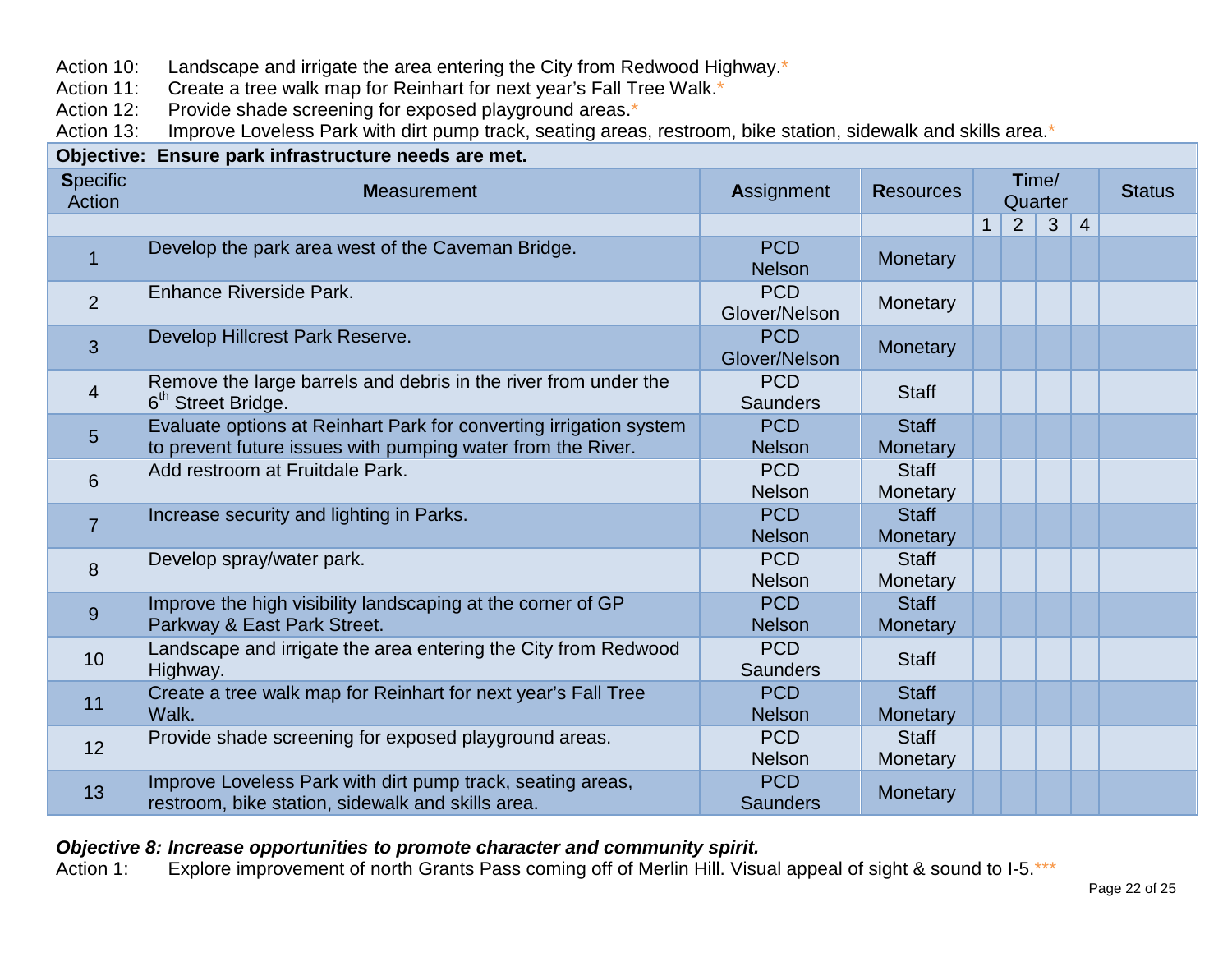Action 10: Landscape and irrigate the area entering the City from Redwood Highway.*
Action 11: Create a tree walk map for Reinhart for next year's Fall Tree Walk.*
Action 12: Provide shade screening for exposed playground areas.*
Action 13: Improve Loveless Park with dirt pump track, seating areas, restroom, bike station, sidewalk and skills area.*

| **Objective: Ensure park infrastructure needs are met.** | | | | | | | | |
|---|---|---|---|---|---|---|---|---|
| **S**pecific Action | **M**easurement | **A**ssignment | **R**esources | **T**ime/ Quarter | | | | **S**tatus |
| | | | | 1 | 2 | 3 | 4 | |
| 1 | Develop the park area west of the Caveman Bridge. | PCD Nelson | Monetary | | | | | |
| 2 | Enhance Riverside Park. | PCD Glover/Nelson | Monetary | | | | | |
| 3 | Develop Hillcrest Park Reserve. | PCD Glover/Nelson | Monetary | | | | | |
| 4 | Remove the large barrels and debris in the river from under the 6th Street Bridge. | PCD Saunders | Staff | | | | | |
| 5 | Evaluate options at Reinhart Park for converting irrigation system to prevent future issues with pumping water from the River. | PCD Nelson | Staff Monetary | | | | | |
| 6 | Add restroom at Fruitdale Park. | PCD Nelson | Staff Monetary | | | | | |
| 7 | Increase security and lighting in Parks. | PCD Nelson | Staff Monetary | | | | | |
| 8 | Develop spray/water park. | PCD Nelson | Staff Monetary | | | | | |
| 9 | Improve the high visibility landscaping at the corner of GP Parkway & East Park Street. | PCD Nelson | Staff Monetary | | | | | |
| 10 | Landscape and irrigate the area entering the City from Redwood Highway. | PCD Saunders | Staff | | | | | |
| 11 | Create a tree walk map for Reinhart for next year's Fall Tree Walk. | PCD Nelson | Staff Monetary | | | | | |
| 12 | Provide shade screening for exposed playground areas. | PCD Nelson | Staff Monetary | | | | | |
| 13 | Improve Loveless Park with dirt pump track, seating areas, restroom, bike station, sidewalk and skills area. | PCD Saunders | Monetary | | | | | |

***Objective 8: Increase opportunities to promote character and community spirit.***

Action 1: Explore improvement of north Grants Pass coming off of Merlin Hill. Visual appeal of sight & sound to I-5.***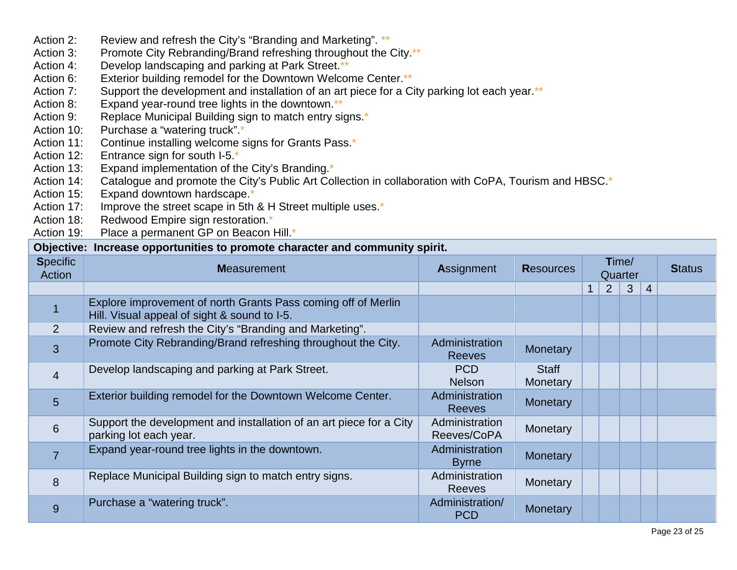Action 2: Review and refresh the City's "Branding and Marketing". **
Action 3: Promote City Rebranding/Brand refreshing throughout the City.**
Action 4: Develop landscaping and parking at Park Street.**
Action 6: Exterior building remodel for the Downtown Welcome Center.**
Action 7: Support the development and installation of an art piece for a City parking lot each year.**
Action 8: Expand year-round tree lights in the downtown.**
Action 9: Replace Municipal Building sign to match entry signs.*
Action 10: Purchase a "watering truck".*
Action 11: Continue installing welcome signs for Grants Pass.*
Action 12: Entrance sign for south I-5.*
Action 13: Expand implementation of the City's Branding.*
Action 14: Catalogue and promote the City's Public Art Collection in collaboration with CoPA, Tourism and HBSC.*
Action 15: Expand downtown hardscape.*
Action 17: Improve the street scape in 5th & H Street multiple uses.*
Action 18: Redwood Empire sign restoration.*
Action 19: Place a permanent GP on Beacon Hill.*

| **Objective: Increase opportunities to promote character and community spirit.** | | | | | | | | |
|---|---|---|---|---|---|---|---|---|
| **S**pecific Action | **M**easurement | **A**ssignment | **R**esources | **T**ime/ Quarter | | | | **S**tatus |
| | | | | 1 | 2 | 3 | 4 | |
| 1 | Explore improvement of north Grants Pass coming off of Merlin Hill. Visual appeal of sight & sound to I-5. | | | | | | | |
| 2 | Review and refresh the City's "Branding and Marketing". | | | | | | | |
| 3 | Promote City Rebranding/Brand refreshing throughout the City. | Administration Reeves | Monetary | | | | | |
| 4 | Develop landscaping and parking at Park Street. | PCD Nelson | Staff Monetary | | | | | |
| 5 | Exterior building remodel for the Downtown Welcome Center. | Administration Reeves | Monetary | | | | | |
| 6 | Support the development and installation of an art piece for a City parking lot each year. | Administration Reeves/CoPA | Monetary | | | | | |
| 7 | Expand year-round tree lights in the downtown. | Administration Byrne | Monetary | | | | | |
| 8 | Replace Municipal Building sign to match entry signs. | Administration Reeves | Monetary | | | | | |
| 9 | Purchase a "watering truck". | Administration/ PCD | Monetary | | | | | |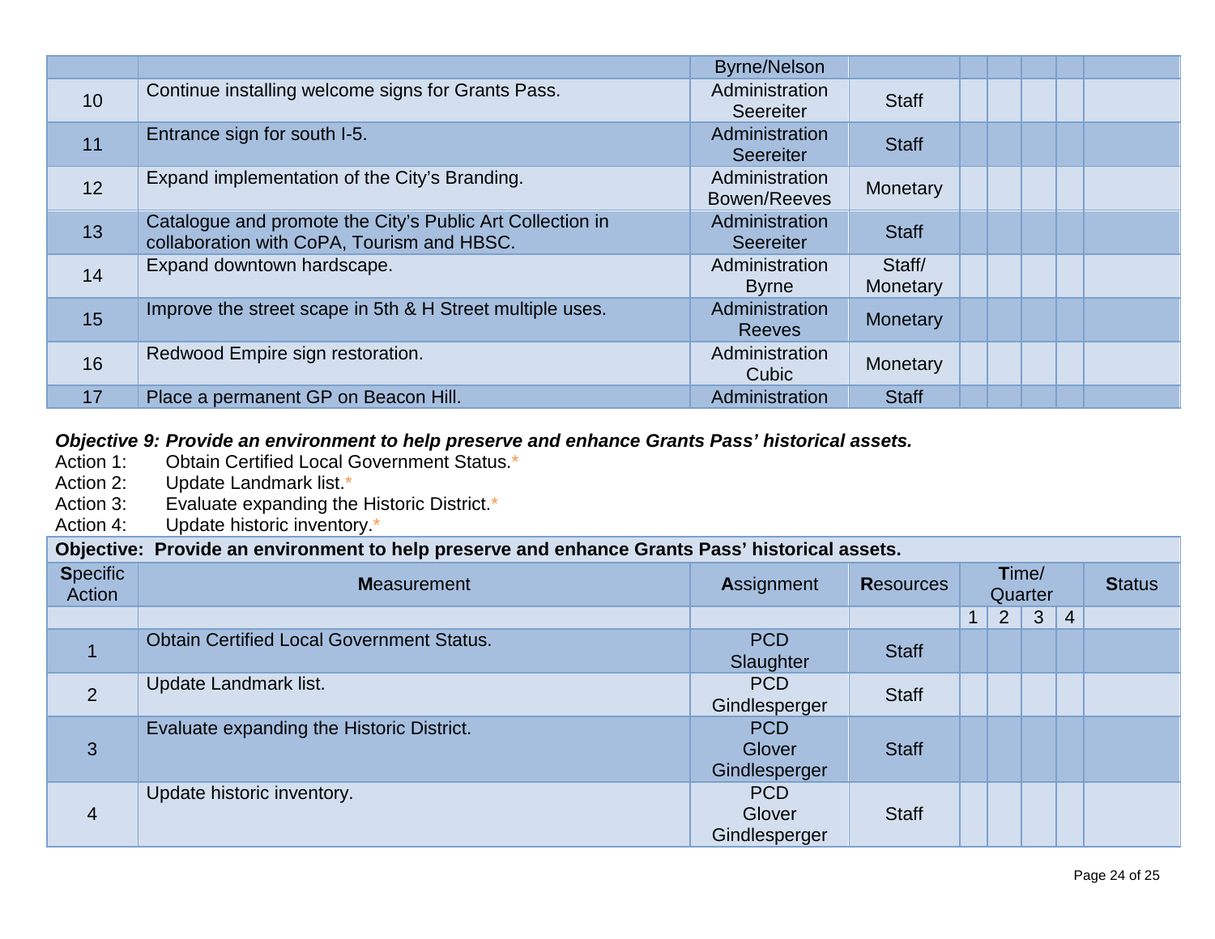| | | | | | | | | |
|---|---|---|---|---|---|---|---|---|
| | | Byrne/Nelson | | | | | | |
| 10 | Continue installing welcome signs for Grants Pass. | Administration Seereiter | Staff | | | | | |
| 11 | Entrance sign for south I-5. | Administration Seereiter | Staff | | | | | |
| 12 | Expand implementation of the City's Branding. | Administration Bowen/Reeves | Monetary | | | | | |
| 13 | Catalogue and promote the City's Public Art Collection in collaboration with CoPA, Tourism and HBSC. | Administration Seereiter | Staff | | | | | |
| 14 | Expand downtown hardscape. | Administration Byrne | Staff/ Monetary | | | | | |
| 15 | Improve the street scape in 5th & H Street multiple uses. | Administration Reeves | Monetary | | | | | |
| 16 | Redwood Empire sign restoration. | Administration Cubic | Monetary | | | | | |
| 17 | Place a permanent GP on Beacon Hill. | Administration | Staff | | | | | |

***Objective 9: Provide an environment to help preserve and enhance Grants Pass' historical assets.***

Action 1: Obtain Certified Local Government Status.*
Action 2: Update Landmark list.*
Action 3: Evaluate expanding the Historic District.*
Action 4: Update historic inventory.*

| **Objective: Provide an environment to help preserve and enhance Grants Pass' historical assets.** | | | | | | | | |
|---|---|---|---|---|---|---|---|---|
| **S**pecific Action | **M**easurement | **A**ssignment | **R**esources | **T**ime/ Quarter | | | | **S**tatus |
| | | | | 1 | 2 | 3 | 4 | |
| 1 | Obtain Certified Local Government Status. | PCD Slaughter | Staff | | | | | |
| 2 | Update Landmark list. | PCD Gindlesperger | Staff | | | | | |
| 3 | Evaluate expanding the Historic District. | PCD Glover Gindlesperger | Staff | | | | | |
| 4 | Update historic inventory. | PCD Glover Gindlesperger | Staff | | | | | |